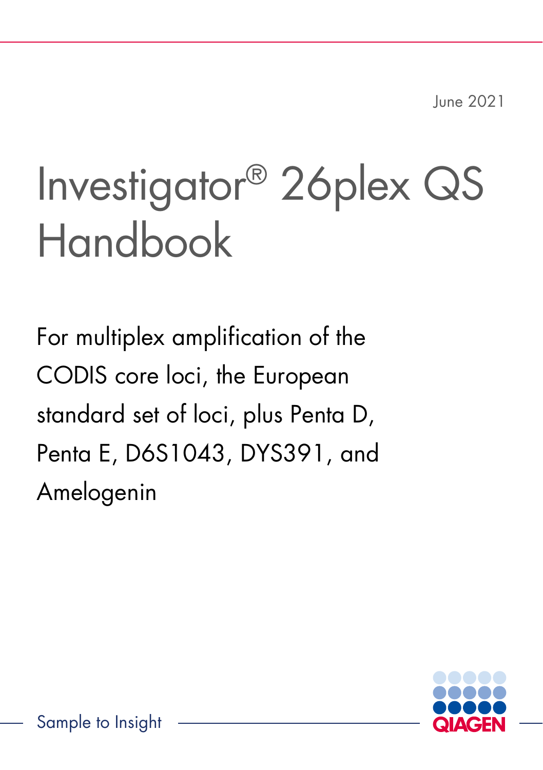June 2021

# Investigator® 26plex QS Handbook

For multiplex amplification of the CODIS core loci, the European standard set of loci, plus Penta D, Penta E, D6S1043, DYS391, and Amelogenin

Sample to Insight

QIAGEN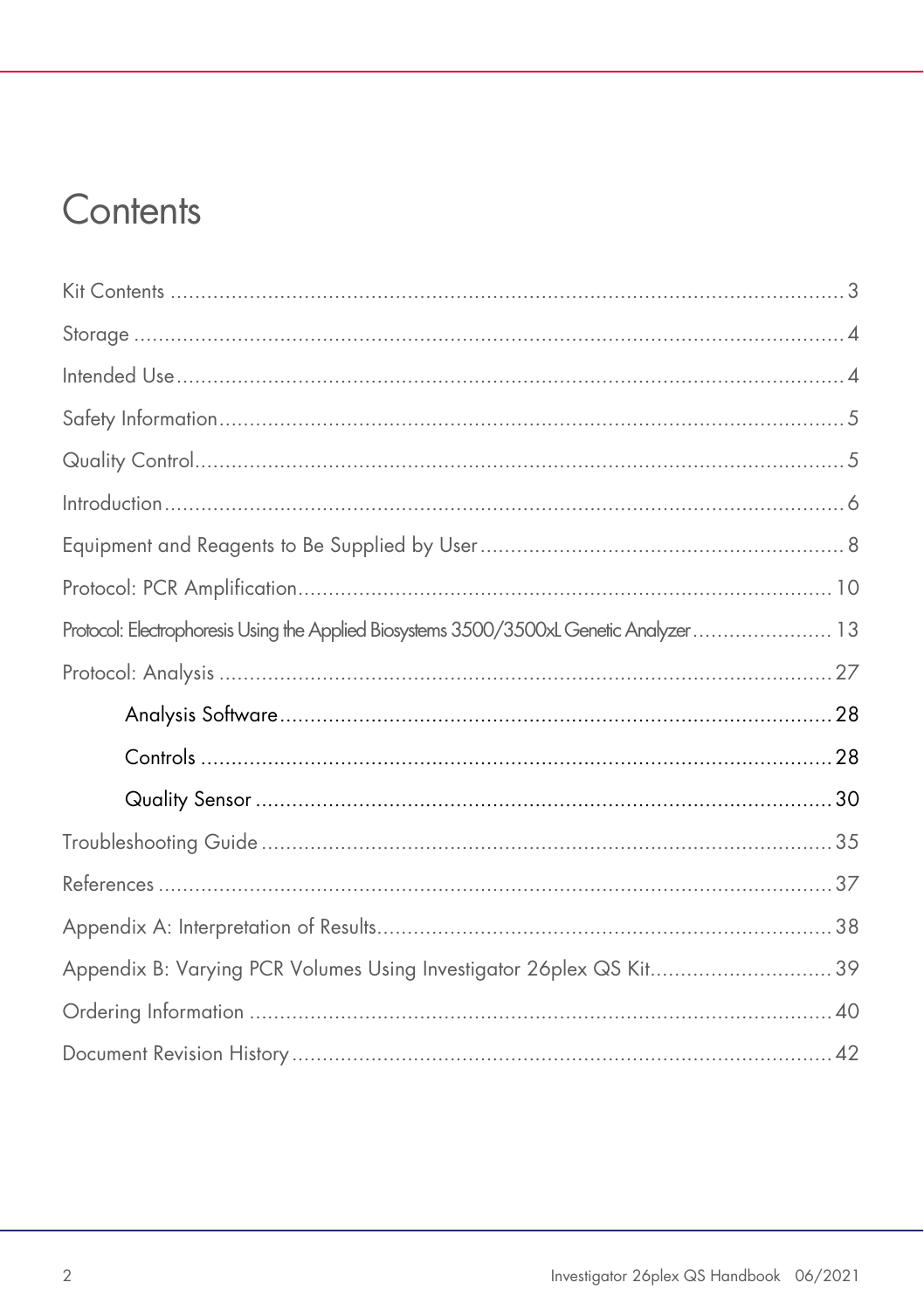# Contents

Kit Contents ........................................................................................................ 3

Storage ................................................................................................................ 4

Intended Use ........................................................................................................ 4

Safety Information ................................................................................................ 5

Quality Control ..................................................................................................... 5

Introduction .......................................................................................................... 6

Equipment and Reagents to Be Supplied by User ................................................... 8

Protocol: PCR Amplification ................................................................................ 10

Protocol: Electrophoresis Using the Applied Biosystems 3500/3500xL Genetic Analyzer ....................... 13

Protocol: Analysis ............................................................................................... 27

- Analysis Software ......................................................................................... 28
- Controls ....................................................................................................... 28
- Quality Sensor .............................................................................................. 30

Troubleshooting Guide ....................................................................................... 35

References ......................................................................................................... 37

Appendix A: Interpretation of Results .................................................................. 38

Appendix B: Varying PCR Volumes Using Investigator 26plex QS Kit ..................... 39

Ordering Information .......................................................................................... 40

Document Revision History .................................................................................. 42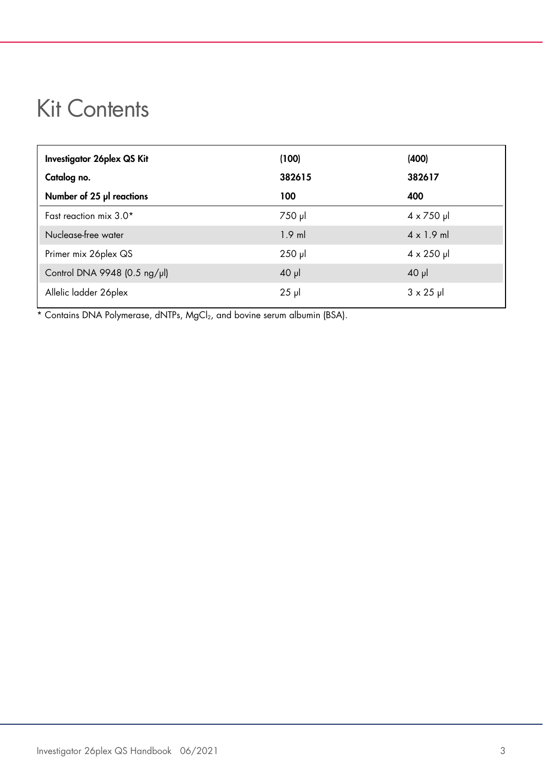# Kit Contents

| Investigator 26plex QS Kit | (100) | (400) |
|---|---|---|
| **Catalog no.** | **382615** | **382617** |
| **Number of 25 µl reactions** | **100** | **400** |
| Fast reaction mix 3.0* | 750 µl | 4 x 750 µl |
| Nuclease-free water | 1.9 ml | 4 x 1.9 ml |
| Primer mix 26plex QS | 250 µl | 4 x 250 µl |
| Control DNA 9948 (0.5 ng/µl) | 40 µl | 40 µl |
| Allelic ladder 26plex | 25 µl | 3 x 25 µl |

* Contains DNA Polymerase, dNTPs, $MgCl_2$, and bovine serum albumin (BSA).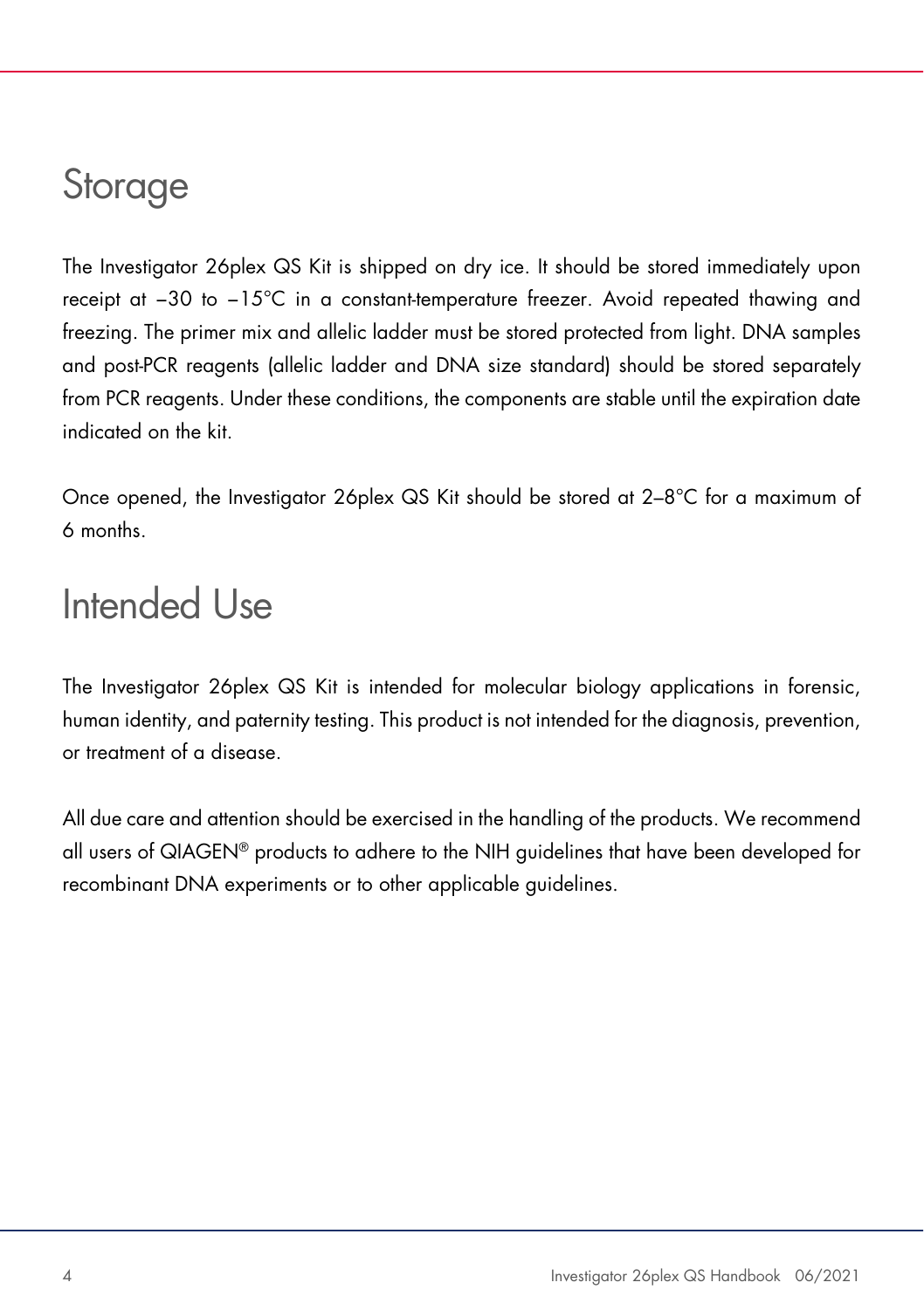# Storage

The Investigator 26plex QS Kit is shipped on dry ice. It should be stored immediately upon receipt at −30 to −15°C in a constant-temperature freezer. Avoid repeated thawing and freezing. The primer mix and allelic ladder must be stored protected from light. DNA samples and post-PCR reagents (allelic ladder and DNA size standard) should be stored separately from PCR reagents. Under these conditions, the components are stable until the expiration date indicated on the kit.

Once opened, the Investigator 26plex QS Kit should be stored at 2–8°C for a maximum of 6 months.

# Intended Use

The Investigator 26plex QS Kit is intended for molecular biology applications in forensic, human identity, and paternity testing. This product is not intended for the diagnosis, prevention, or treatment of a disease.

All due care and attention should be exercised in the handling of the products. We recommend all users of QIAGEN® products to adhere to the NIH guidelines that have been developed for recombinant DNA experiments or to other applicable guidelines.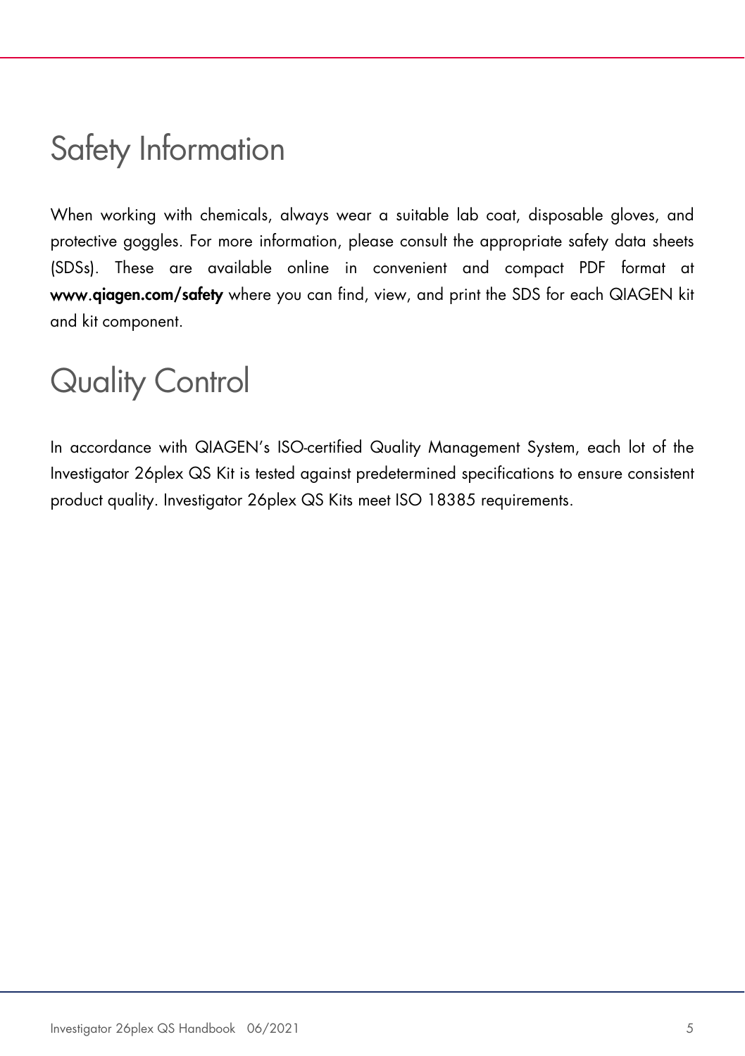# Safety Information

When working with chemicals, always wear a suitable lab coat, disposable gloves, and protective goggles. For more information, please consult the appropriate safety data sheets (SDSs). These are available online in convenient and compact PDF format at **www.qiagen.com/safety** where you can find, view, and print the SDS for each QIAGEN kit and kit component.

# Quality Control

In accordance with QIAGEN's ISO-certified Quality Management System, each lot of the Investigator 26plex QS Kit is tested against predetermined specifications to ensure consistent product quality. Investigator 26plex QS Kits meet ISO 18385 requirements.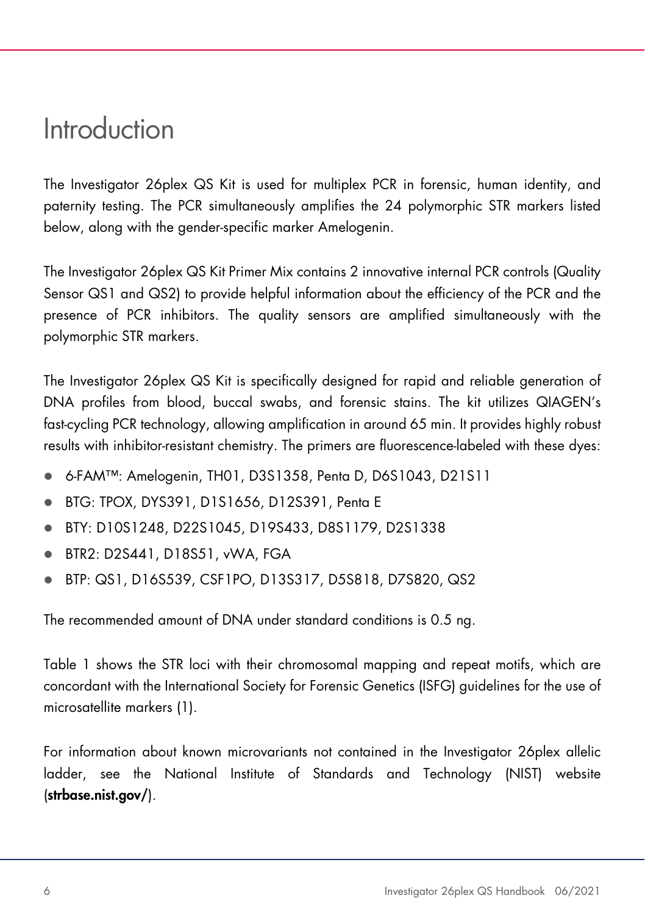# Introduction

The Investigator 26plex QS Kit is used for multiplex PCR in forensic, human identity, and paternity testing. The PCR simultaneously amplifies the 24 polymorphic STR markers listed below, along with the gender-specific marker Amelogenin.

The Investigator 26plex QS Kit Primer Mix contains 2 innovative internal PCR controls (Quality Sensor QS1 and QS2) to provide helpful information about the efficiency of the PCR and the presence of PCR inhibitors. The quality sensors are amplified simultaneously with the polymorphic STR markers.

The Investigator 26plex QS Kit is specifically designed for rapid and reliable generation of DNA profiles from blood, buccal swabs, and forensic stains. The kit utilizes QIAGEN's fast-cycling PCR technology, allowing amplification in around 65 min. It provides highly robust results with inhibitor-resistant chemistry. The primers are fluorescence-labeled with these dyes:

- 6-FAM™: Amelogenin, TH01, D3S1358, Penta D, D6S1043, D21S11
- BTG: TPOX, DYS391, D1S1656, D12S391, Penta E
- BTY: D10S1248, D22S1045, D19S433, D8S1179, D2S1338
- BTR2: D2S441, D18S51, vWA, FGA
- BTP: QS1, D16S539, CSF1PO, D13S317, D5S818, D7S820, QS2

The recommended amount of DNA under standard conditions is 0.5 ng.

Table 1 shows the STR loci with their chromosomal mapping and repeat motifs, which are concordant with the International Society for Forensic Genetics (ISFG) guidelines for the use of microsatellite markers (1).

For information about known microvariants not contained in the Investigator 26plex allelic ladder, see the National Institute of Standards and Technology (NIST) website (**strbase.nist.gov/**).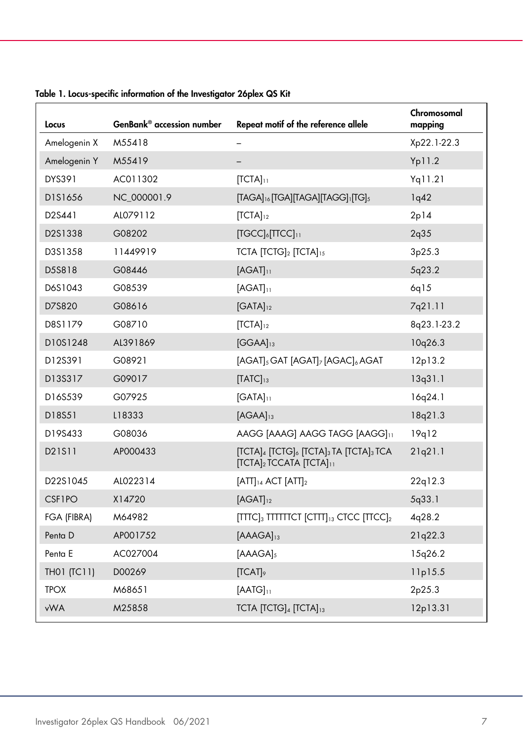**Table 1. Locus-specific information of the Investigator 26plex QS Kit**

| Locus | GenBank® accession number | Repeat motif of the reference allele | Chromosomal mapping |
|---|---|---|---|
| Amelogenin X | M55418 | – | Xp22.1-22.3 |
| Amelogenin Y | M55419 | – | Yp11.2 |
| DYS391 | AC011302 | $[TCTA]_{11}$ | Yq11.21 |
| D1S1656 | NC_000001.9 | $[TAGA]_{16}[TGA][TAGA][TAGG]_{1}[TG]_{5}$ | 1q42 |
| D2S441 | AL079112 | $[TCTA]_{12}$ | 2p14 |
| D2S1338 | G08202 | $[TGCC]_{6}[TTCC]_{11}$ | 2q35 |
| D3S1358 | 11449919 | TCTA $[TCTG]_{2}$ $[TCTA]_{15}$ | 3p25.3 |
| D5S818 | G08446 | $[AGAT]_{11}$ | 5q23.2 |
| D6S1043 | G08539 | $[AGAT]_{11}$ | 6q15 |
| D7S820 | G08616 | $[GATA]_{12}$ | 7q21.11 |
| D8S1179 | G08710 | $[TCTA]_{12}$ | 8q23.1-23.2 |
| D10S1248 | AL391869 | $[GGAA]_{13}$ | 10q26.3 |
| D12S391 | G08921 | $[AGAT]_{5}$ GAT $[AGAT]_{7}$ $[AGAC]_{6}$ AGAT | 12p13.2 |
| D13S317 | G09017 | $[TATC]_{13}$ | 13q31.1 |
| D16S539 | G07925 | $[GATA]_{11}$ | 16q24.1 |
| D18S51 | L18333 | $[AGAA]_{13}$ | 18q21.3 |
| D19S433 | G08036 | AAGG [AAAG] AAGG TAGG $[AAGG]_{11}$ | 19q12 |
| D21S11 | AP000433 | $[TCTA]_{4}$ $[TCTG]_{6}$ $[TCTA]_{3}$ TA $[TCTA]_{3}$ TCA $[TCTA]_{2}$ TCCATA $[TCTA]_{11}$ | 21q21.1 |
| D22S1045 | AL022314 | $[ATT]_{14}$ ACT $[ATT]_{2}$ | 22q12.3 |
| CSF1PO | X14720 | $[AGAT]_{12}$ | 5q33.1 |
| FGA (FIBRA) | M64982 | $[TTTC]_{3}$ TTTTTTCT $[CTTT]_{13}$ CTCC $[TTCC]_{2}$ | 4q28.2 |
| Penta D | AP001752 | $[AAAGA]_{13}$ | 21q22.3 |
| Penta E | AC027004 | $[AAAGA]_{5}$ | 15q26.2 |
| TH01 (TC11) | D00269 | $[TCAT]_{9}$ | 11p15.5 |
| TPOX | M68651 | $[AATG]_{11}$ | 2p25.3 |
| vWA | M25858 | TCTA $[TCTG]_{4}$ $[TCTA]_{13}$ | 12p13.31 |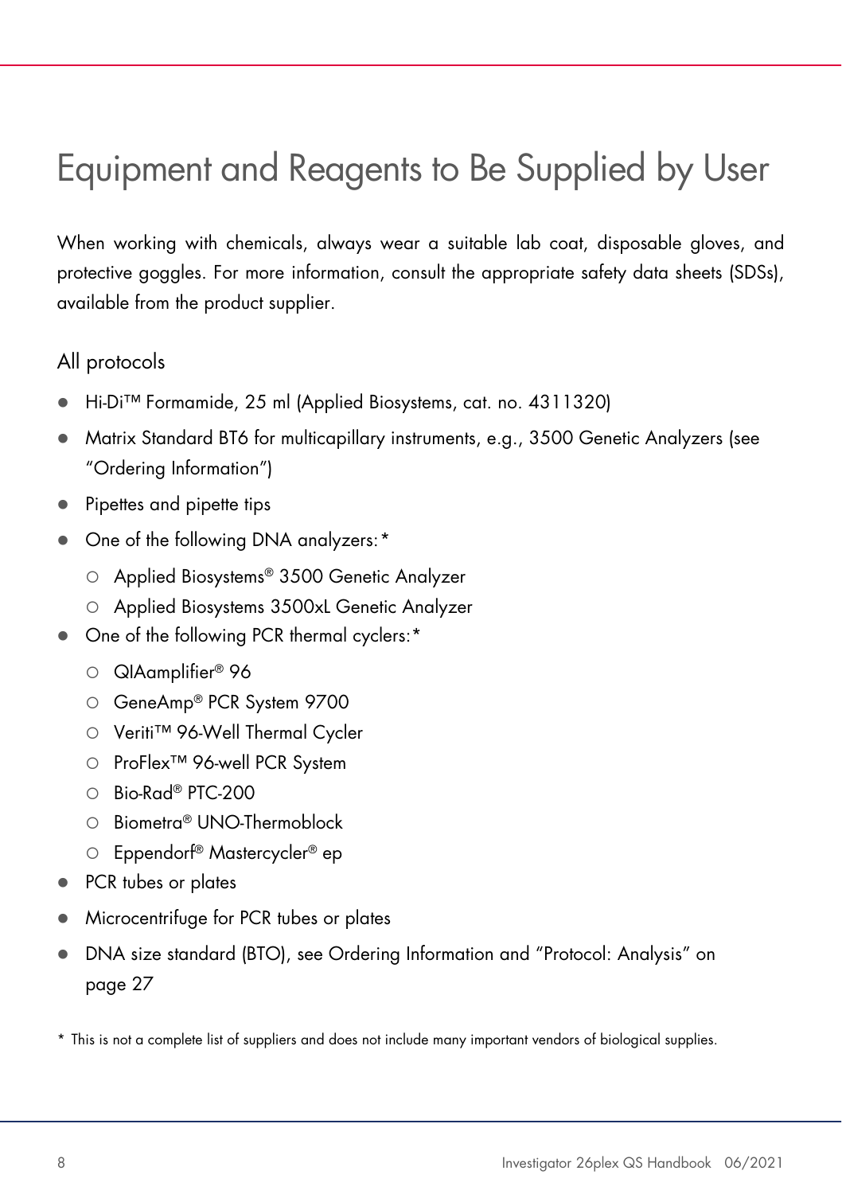# Equipment and Reagents to Be Supplied by User

When working with chemicals, always wear a suitable lab coat, disposable gloves, and protective goggles. For more information, consult the appropriate safety data sheets (SDSs), available from the product supplier.

## All protocols

- Hi-Di™ Formamide, 25 ml (Applied Biosystems, cat. no. 4311320)
- Matrix Standard BT6 for multicapillary instruments, e.g., 3500 Genetic Analyzers (see "Ordering Information")
- Pipettes and pipette tips
- One of the following DNA analyzers:*
  - Applied Biosystems® 3500 Genetic Analyzer
  - Applied Biosystems 3500xL Genetic Analyzer
- One of the following PCR thermal cyclers:*
  - QIAamplifier® 96
  - GeneAmp® PCR System 9700
  - Veriti™ 96-Well Thermal Cycler
  - ProFlex™ 96-well PCR System
  - Bio-Rad® PTC-200
  - Biometra® UNO-Thermoblock
  - Eppendorf® Mastercycler® ep
- PCR tubes or plates
- Microcentrifuge for PCR tubes or plates
- DNA size standard (BTO), see Ordering Information and "Protocol: Analysis" on page 27

\* This is not a complete list of suppliers and does not include many important vendors of biological supplies.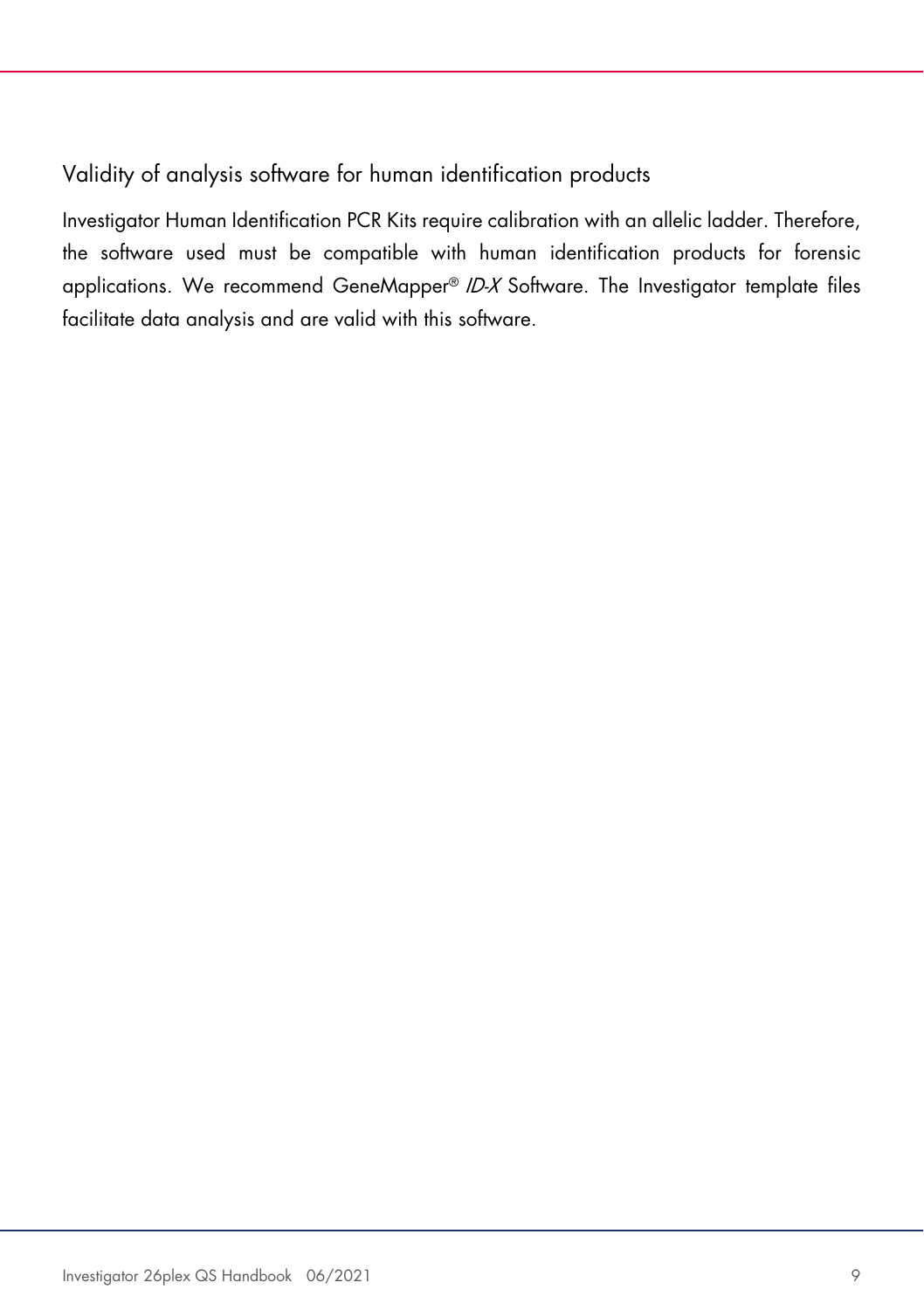## Validity of analysis software for human identification products

Investigator Human Identification PCR Kits require calibration with an allelic ladder. Therefore, the software used must be compatible with human identification products for forensic applications. We recommend GeneMapper® *ID-X* Software. The Investigator template files facilitate data analysis and are valid with this software.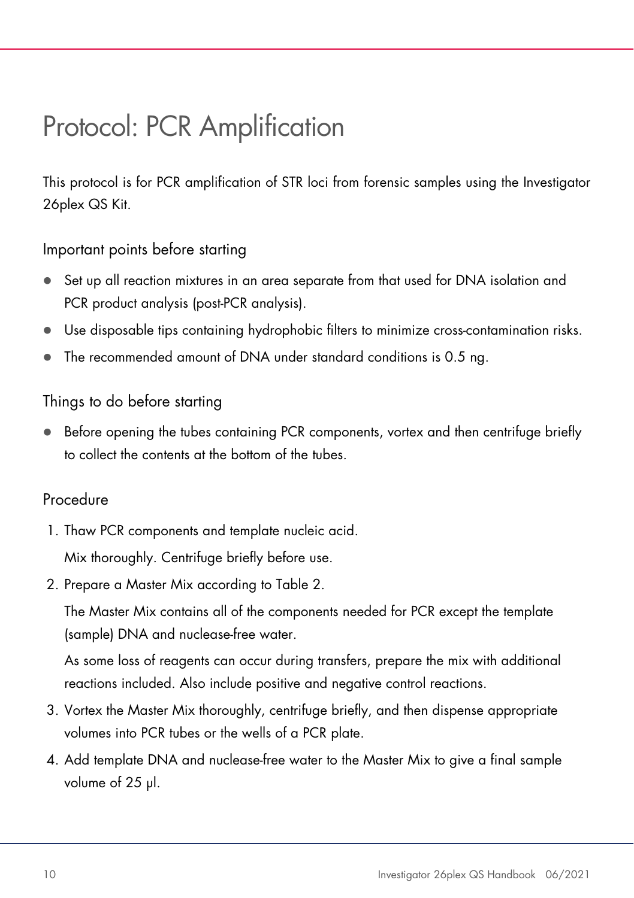# Protocol: PCR Amplification

This protocol is for PCR amplification of STR loci from forensic samples using the Investigator 26plex QS Kit.

## Important points before starting

- Set up all reaction mixtures in an area separate from that used for DNA isolation and PCR product analysis (post-PCR analysis).
- Use disposable tips containing hydrophobic filters to minimize cross-contamination risks.
- The recommended amount of DNA under standard conditions is 0.5 ng.

## Things to do before starting

- Before opening the tubes containing PCR components, vortex and then centrifuge briefly to collect the contents at the bottom of the tubes.

## Procedure

1. Thaw PCR components and template nucleic acid.

   Mix thoroughly. Centrifuge briefly before use.

2. Prepare a Master Mix according to Table 2.

   The Master Mix contains all of the components needed for PCR except the template (sample) DNA and nuclease-free water.

   As some loss of reagents can occur during transfers, prepare the mix with additional reactions included. Also include positive and negative control reactions.

3. Vortex the Master Mix thoroughly, centrifuge briefly, and then dispense appropriate volumes into PCR tubes or the wells of a PCR plate.

4. Add template DNA and nuclease-free water to the Master Mix to give a final sample volume of 25 µl.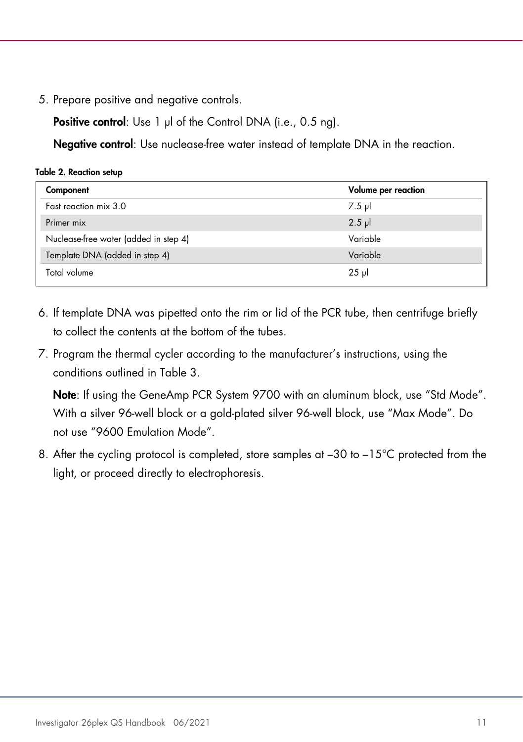5. Prepare positive and negative controls.

   **Positive control**: Use 1 µl of the Control DNA (i.e., 0.5 ng).

   **Negative control**: Use nuclease-free water instead of template DNA in the reaction.

**Table 2. Reaction setup**

| Component | Volume per reaction |
|---|---|
| Fast reaction mix 3.0 | 7.5 µl |
| Primer mix | 2.5 µl |
| Nuclease-free water (added in step 4) | Variable |
| Template DNA (added in step 4) | Variable |
| Total volume | 25 µl |

6. If template DNA was pipetted onto the rim or lid of the PCR tube, then centrifuge briefly to collect the contents at the bottom of the tubes.
7. Program the thermal cycler according to the manufacturer's instructions, using the conditions outlined in Table 3.

   **Note**: If using the GeneAmp PCR System 9700 with an aluminum block, use "Std Mode". With a silver 96-well block or a gold-plated silver 96-well block, use "Max Mode". Do not use "9600 Emulation Mode".
8. After the cycling protocol is completed, store samples at –30 to –15°C protected from the light, or proceed directly to electrophoresis.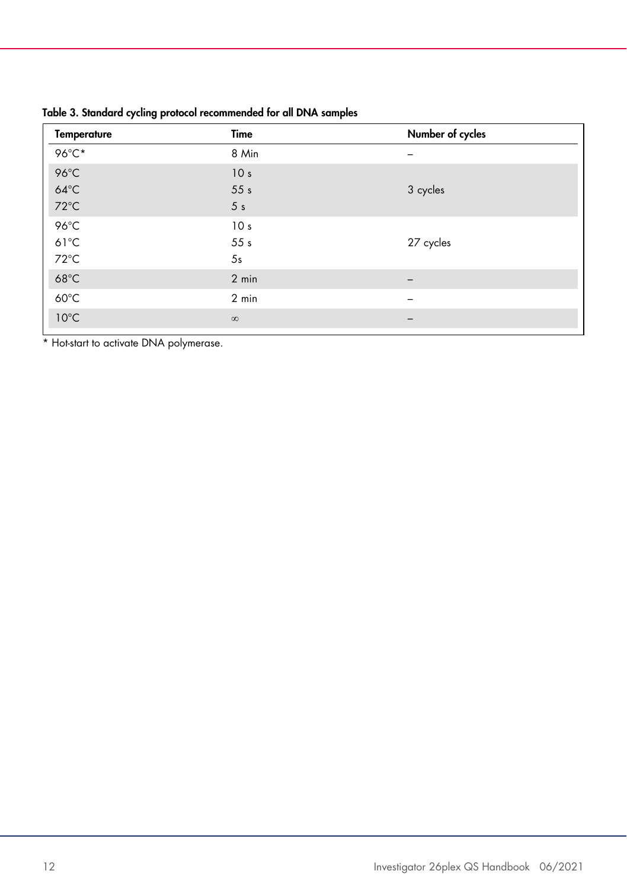**Table 3. Standard cycling protocol recommended for all DNA samples**

| Temperature | Time | Number of cycles |
|---|---|---|
| 96°C* | 8 Min | – |
| 96°C<br>64°C<br>72°C | 10 s<br>55 s<br>5 s | 3 cycles |
| 96°C<br>61°C<br>72°C | 10 s<br>55 s<br>5s | 27 cycles |
| 68°C | 2 min | – |
| 60°C | 2 min | – |
| 10°C | ∞ | – |

* Hot-start to activate DNA polymerase.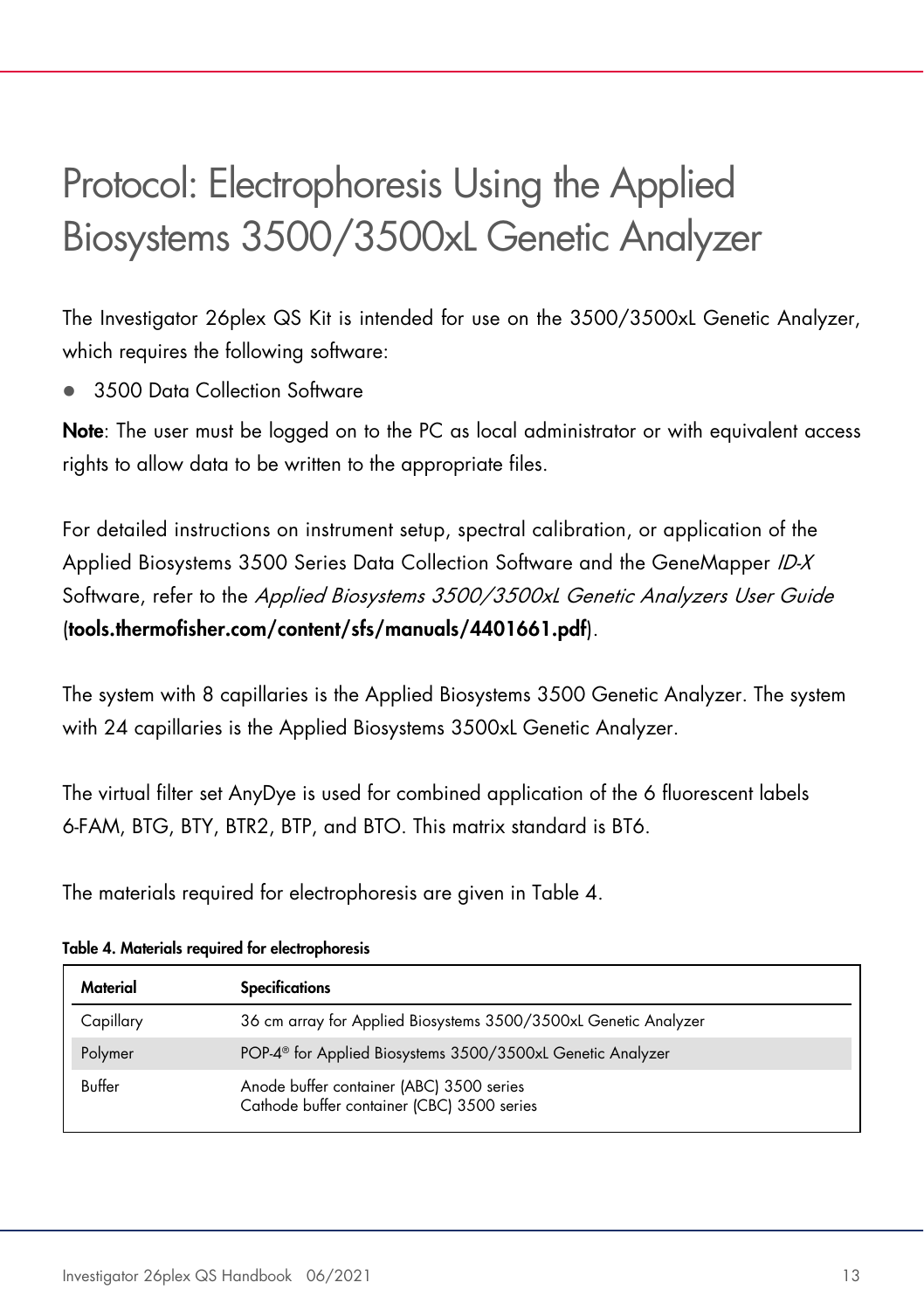# Protocol: Electrophoresis Using the Applied Biosystems 3500/3500xL Genetic Analyzer

The Investigator 26plex QS Kit is intended for use on the 3500/3500xL Genetic Analyzer, which requires the following software:

- 3500 Data Collection Software

**Note**: The user must be logged on to the PC as local administrator or with equivalent access rights to allow data to be written to the appropriate files.

For detailed instructions on instrument setup, spectral calibration, or application of the Applied Biosystems 3500 Series Data Collection Software and the GeneMapper *ID-X* Software, refer to the *Applied Biosystems 3500/3500xL Genetic Analyzers User Guide* (**tools.thermofisher.com/content/sfs/manuals/4401661.pdf**).

The system with 8 capillaries is the Applied Biosystems 3500 Genetic Analyzer. The system with 24 capillaries is the Applied Biosystems 3500xL Genetic Analyzer.

The virtual filter set AnyDye is used for combined application of the 6 fluorescent labels 6-FAM, BTG, BTY, BTR2, BTP, and BTO. This matrix standard is BT6.

The materials required for electrophoresis are given in Table 4.

**Table 4. Materials required for electrophoresis**

| Material | Specifications |
|---|---|
| Capillary | 36 cm array for Applied Biosystems 3500/3500xL Genetic Analyzer |
| Polymer | POP-4® for Applied Biosystems 3500/3500xL Genetic Analyzer |
| Buffer | Anode buffer container (ABC) 3500 series<br>Cathode buffer container (CBC) 3500 series |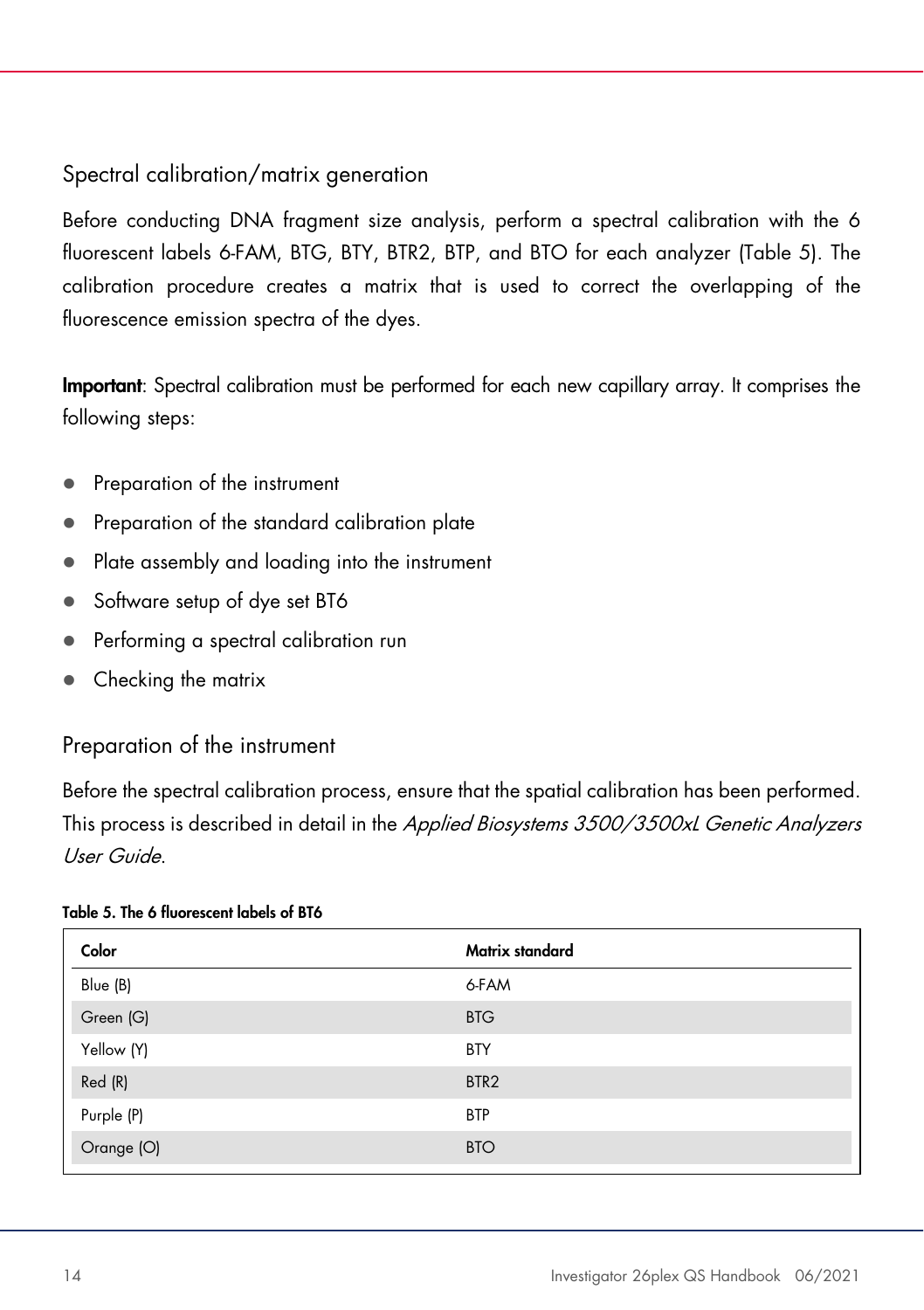## Spectral calibration/matrix generation

Before conducting DNA fragment size analysis, perform a spectral calibration with the 6 fluorescent labels 6-FAM, BTG, BTY, BTR2, BTP, and BTO for each analyzer (Table 5). The calibration procedure creates a matrix that is used to correct the overlapping of the fluorescence emission spectra of the dyes.

**Important**: Spectral calibration must be performed for each new capillary array. It comprises the following steps:

- Preparation of the instrument
- Preparation of the standard calibration plate
- Plate assembly and loading into the instrument
- Software setup of dye set BT6
- Performing a spectral calibration run
- Checking the matrix

### Preparation of the instrument

Before the spectral calibration process, ensure that the spatial calibration has been performed. This process is described in detail in the *Applied Biosystems 3500/3500xL Genetic Analyzers User Guide*.

**Table 5. The 6 fluorescent labels of BT6**

| Color | Matrix standard |
|---|---|
| Blue (B) | 6-FAM |
| Green (G) | BTG |
| Yellow (Y) | BTY |
| Red (R) | BTR2 |
| Purple (P) | BTP |
| Orange (O) | BTO |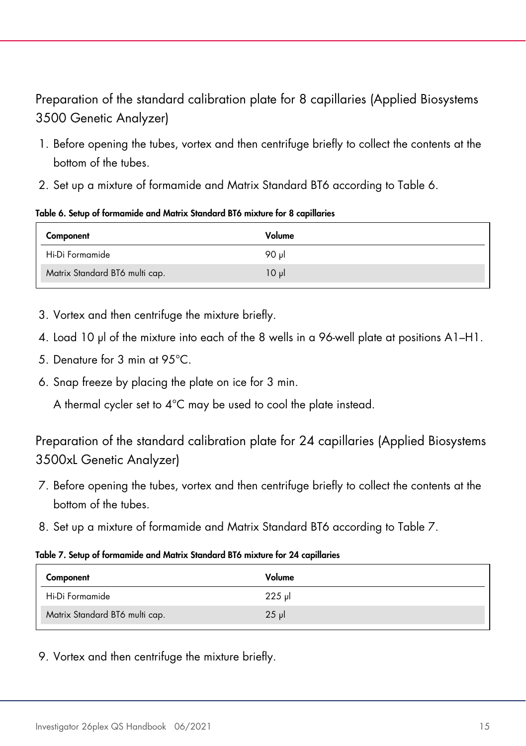## Preparation of the standard calibration plate for 8 capillaries (Applied Biosystems 3500 Genetic Analyzer)

1. Before opening the tubes, vortex and then centrifuge briefly to collect the contents at the bottom of the tubes.
2. Set up a mixture of formamide and Matrix Standard BT6 according to Table 6.

**Table 6. Setup of formamide and Matrix Standard BT6 mixture for 8 capillaries**

| Component | Volume |
| --- | --- |
| Hi-Di Formamide | 90 µl |
| Matrix Standard BT6 multi cap. | 10 µl |

3. Vortex and then centrifuge the mixture briefly.
4. Load 10 µl of the mixture into each of the 8 wells in a 96-well plate at positions A1–H1.
5. Denature for 3 min at 95°C.
6. Snap freeze by placing the plate on ice for 3 min.

   A thermal cycler set to 4°C may be used to cool the plate instead.

## Preparation of the standard calibration plate for 24 capillaries (Applied Biosystems 3500xL Genetic Analyzer)

7. Before opening the tubes, vortex and then centrifuge briefly to collect the contents at the bottom of the tubes.
8. Set up a mixture of formamide and Matrix Standard BT6 according to Table 7.

**Table 7. Setup of formamide and Matrix Standard BT6 mixture for 24 capillaries**

| Component | Volume |
| --- | --- |
| Hi-Di Formamide | 225 µl |
| Matrix Standard BT6 multi cap. | 25 µl |

9. Vortex and then centrifuge the mixture briefly.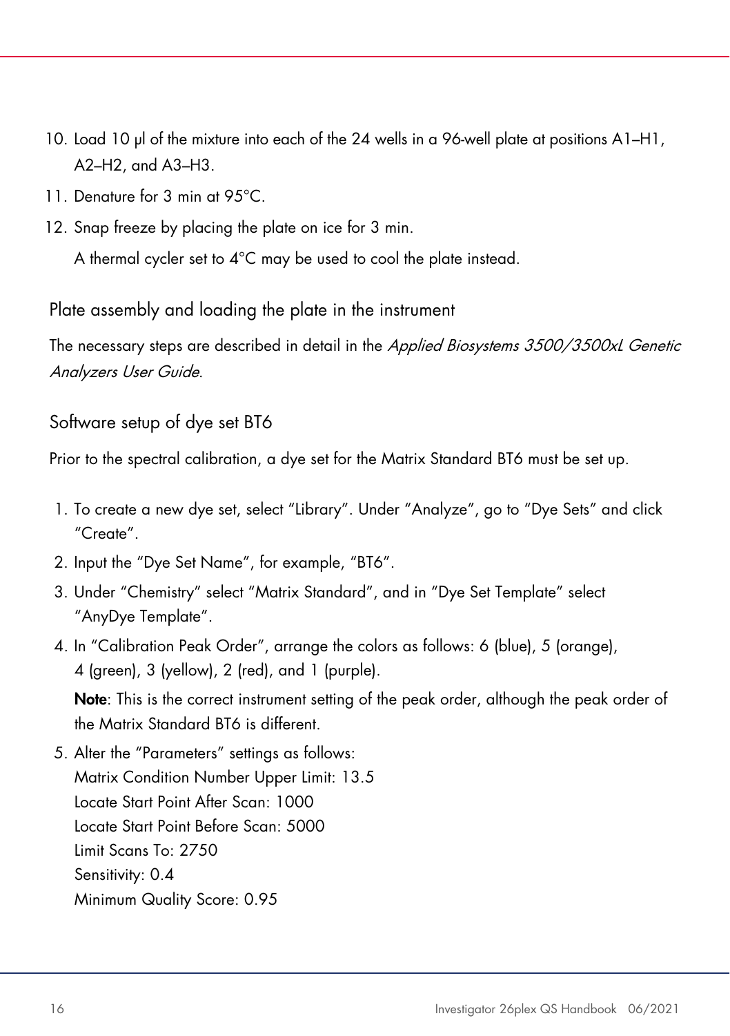10. Load 10 µl of the mixture into each of the 24 wells in a 96-well plate at positions A1–H1, A2–H2, and A3–H3.
11. Denature for 3 min at 95°C.
12. Snap freeze by placing the plate on ice for 3 min.

    A thermal cycler set to 4°C may be used to cool the plate instead.

## Plate assembly and loading the plate in the instrument

The necessary steps are described in detail in the *Applied Biosystems 3500/3500xL Genetic Analyzers User Guide*.

## Software setup of dye set BT6

Prior to the spectral calibration, a dye set for the Matrix Standard BT6 must be set up.

1. To create a new dye set, select "Library". Under "Analyze", go to "Dye Sets" and click "Create".
2. Input the "Dye Set Name", for example, "BT6".
3. Under "Chemistry" select "Matrix Standard", and in "Dye Set Template" select "AnyDye Template".
4. In "Calibration Peak Order", arrange the colors as follows: 6 (blue), 5 (orange), 4 (green), 3 (yellow), 2 (red), and 1 (purple).

   **Note**: This is the correct instrument setting of the peak order, although the peak order of the Matrix Standard BT6 is different.
5. Alter the "Parameters" settings as follows:
   Matrix Condition Number Upper Limit: 13.5
   Locate Start Point After Scan: 1000
   Locate Start Point Before Scan: 5000
   Limit Scans To: 2750
   Sensitivity: 0.4
   Minimum Quality Score: 0.95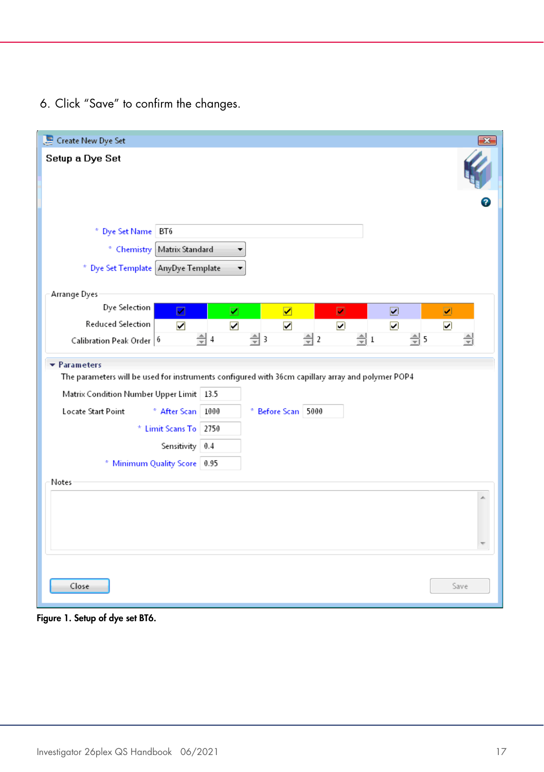6. Click "Save" to confirm the changes.

Figure 1. Setup of dye set BT6.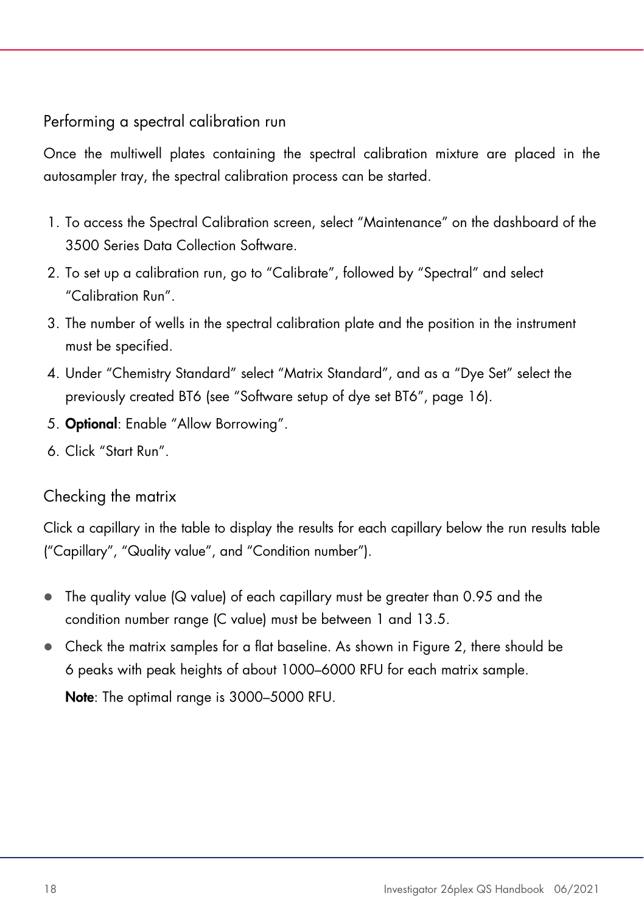## Performing a spectral calibration run

Once the multiwell plates containing the spectral calibration mixture are placed in the autosampler tray, the spectral calibration process can be started.

1. To access the Spectral Calibration screen, select "Maintenance" on the dashboard of the 3500 Series Data Collection Software.
2. To set up a calibration run, go to "Calibrate", followed by "Spectral" and select "Calibration Run".
3. The number of wells in the spectral calibration plate and the position in the instrument must be specified.
4. Under "Chemistry Standard" select "Matrix Standard", and as a "Dye Set" select the previously created BT6 (see "Software setup of dye set BT6", page 16).
5. **Optional**: Enable "Allow Borrowing".
6. Click "Start Run".

## Checking the matrix

Click a capillary in the table to display the results for each capillary below the run results table ("Capillary", "Quality value", and "Condition number").

- The quality value (Q value) of each capillary must be greater than 0.95 and the condition number range (C value) must be between 1 and 13.5.
- Check the matrix samples for a flat baseline. As shown in Figure 2, there should be 6 peaks with peak heights of about 1000–6000 RFU for each matrix sample.

  **Note**: The optimal range is 3000–5000 RFU.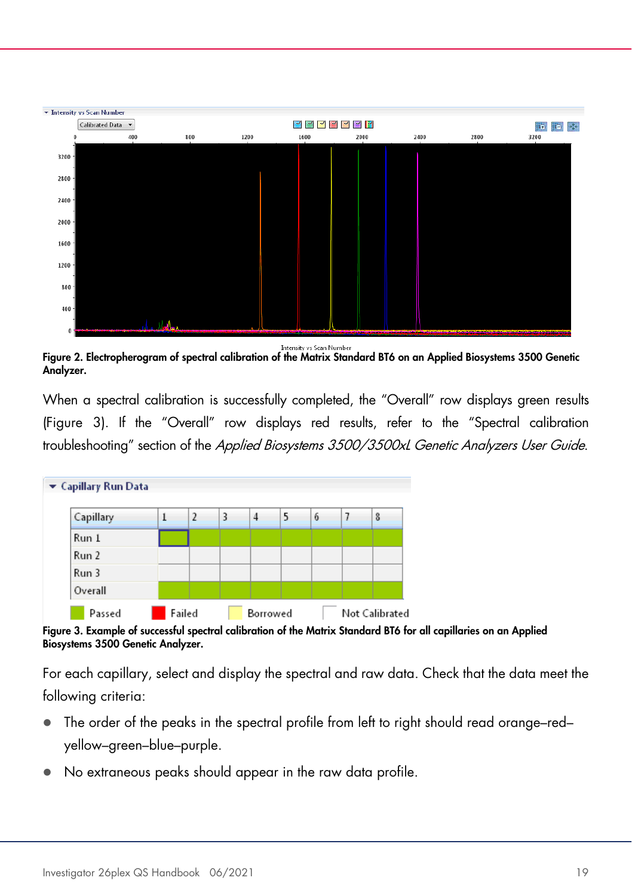Figure 2. Electropherogram of spectral calibration of the Matrix Standard BT6 on an Applied Biosystems 3500 Genetic Analyzer.

When a spectral calibration is successfully completed, the "Overall" row displays green results (Figure 3). If the "Overall" row displays red results, refer to the "Spectral calibration troubleshooting" section of the *Applied Biosystems 3500/3500xL Genetic Analyzers User Guide*.

Figure 3. Example of successful spectral calibration of the Matrix Standard BT6 for all capillaries on an Applied Biosystems 3500 Genetic Analyzer.

For each capillary, select and display the spectral and raw data. Check that the data meet the following criteria:

- The order of the peaks in the spectral profile from left to right should read orange–red–yellow–green–blue–purple.
- No extraneous peaks should appear in the raw data profile.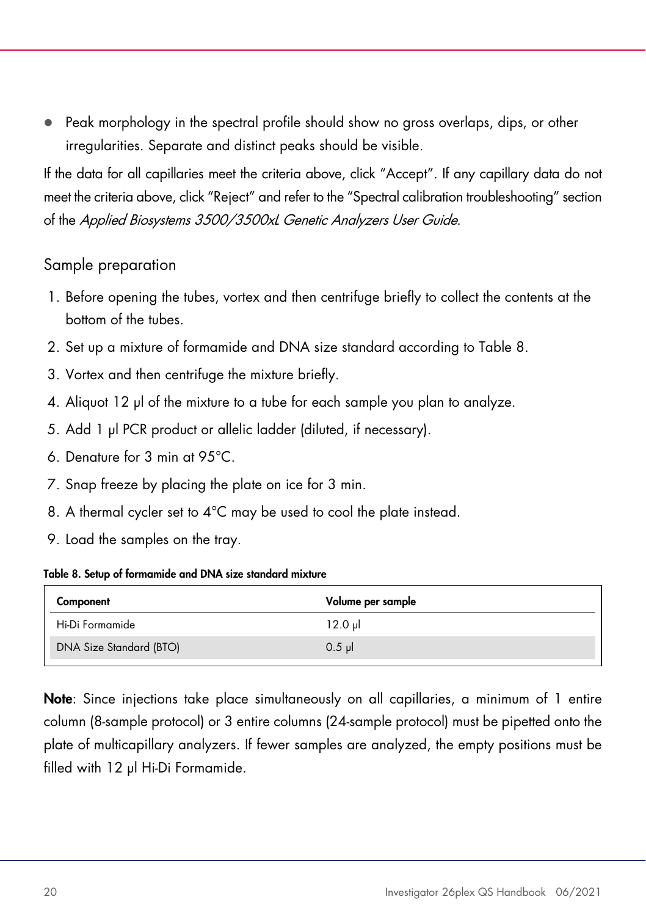- Peak morphology in the spectral profile should show no gross overlaps, dips, or other irregularities. Separate and distinct peaks should be visible.

If the data for all capillaries meet the criteria above, click "Accept". If any capillary data do not meet the criteria above, click "Reject" and refer to the "Spectral calibration troubleshooting" section of the *Applied Biosystems 3500/3500xL Genetic Analyzers User Guide*.

## Sample preparation

1. Before opening the tubes, vortex and then centrifuge briefly to collect the contents at the bottom of the tubes.
2. Set up a mixture of formamide and DNA size standard according to Table 8.
3. Vortex and then centrifuge the mixture briefly.
4. Aliquot 12 µl of the mixture to a tube for each sample you plan to analyze.
5. Add 1 µl PCR product or allelic ladder (diluted, if necessary).
6. Denature for 3 min at 95°C.
7. Snap freeze by placing the plate on ice for 3 min.
8. A thermal cycler set to 4°C may be used to cool the plate instead.
9. Load the samples on the tray.

**Table 8. Setup of formamide and DNA size standard mixture**

| Component | Volume per sample |
|---|---|
| Hi-Di Formamide | 12.0 µl |
| DNA Size Standard (BTO) | 0.5 µl |

**Note**: Since injections take place simultaneously on all capillaries, a minimum of 1 entire column (8-sample protocol) or 3 entire columns (24-sample protocol) must be pipetted onto the plate of multicapillary analyzers. If fewer samples are analyzed, the empty positions must be filled with 12 µl Hi-Di Formamide.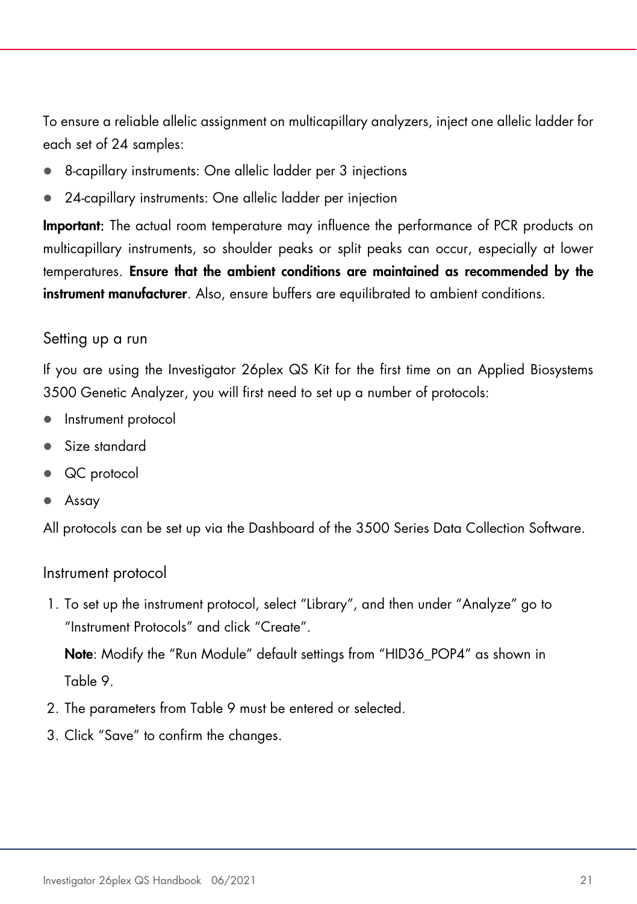To ensure a reliable allelic assignment on multicapillary analyzers, inject one allelic ladder for each set of 24 samples:

- 8-capillary instruments: One allelic ladder per 3 injections
- 24-capillary instruments: One allelic ladder per injection

**Important**: The actual room temperature may influence the performance of PCR products on multicapillary instruments, so shoulder peaks or split peaks can occur, especially at lower temperatures. **Ensure that the ambient conditions are maintained as recommended by the instrument manufacturer**. Also, ensure buffers are equilibrated to ambient conditions.

## Setting up a run

If you are using the Investigator 26plex QS Kit for the first time on an Applied Biosystems 3500 Genetic Analyzer, you will first need to set up a number of protocols:

- Instrument protocol
- Size standard
- QC protocol
- Assay

All protocols can be set up via the Dashboard of the 3500 Series Data Collection Software.

## Instrument protocol

1. To set up the instrument protocol, select "Library", and then under "Analyze" go to "Instrument Protocols" and click "Create".

   **Note**: Modify the "Run Module" default settings from "HID36_POP4" as shown in Table 9.
2. The parameters from Table 9 must be entered or selected.
3. Click "Save" to confirm the changes.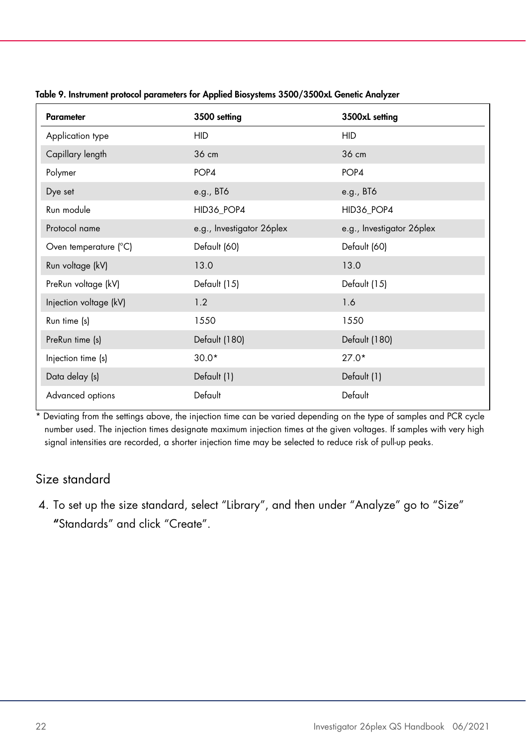**Table 9. Instrument protocol parameters for Applied Biosystems 3500/3500xL Genetic Analyzer**

| Parameter | 3500 setting | 3500xL setting |
|---|---|---|
| Application type | HID | HID |
| Capillary length | 36 cm | 36 cm |
| Polymer | POP4 | POP4 |
| Dye set | e.g., BT6 | e.g., BT6 |
| Run module | HID36_POP4 | HID36_POP4 |
| Protocol name | e.g., Investigator 26plex | e.g., Investigator 26plex |
| Oven temperature (°C) | Default (60) | Default (60) |
| Run voltage (kV) | 13.0 | 13.0 |
| PreRun voltage (kV) | Default (15) | Default (15) |
| Injection voltage (kV) | 1.2 | 1.6 |
| Run time (s) | 1550 | 1550 |
| PreRun time (s) | Default (180) | Default (180) |
| Injection time (s) | 30.0* | 27.0* |
| Data delay (s) | Default (1) | Default (1) |
| Advanced options | Default | Default |

\* Deviating from the settings above, the injection time can be varied depending on the type of samples and PCR cycle number used. The injection times designate maximum injection times at the given voltages. If samples with very high signal intensities are recorded, a shorter injection time may be selected to reduce risk of pull-up peaks.

## Size standard

4. To set up the size standard, select "Library", and then under "Analyze" go to "Size" "Standards" and click "Create".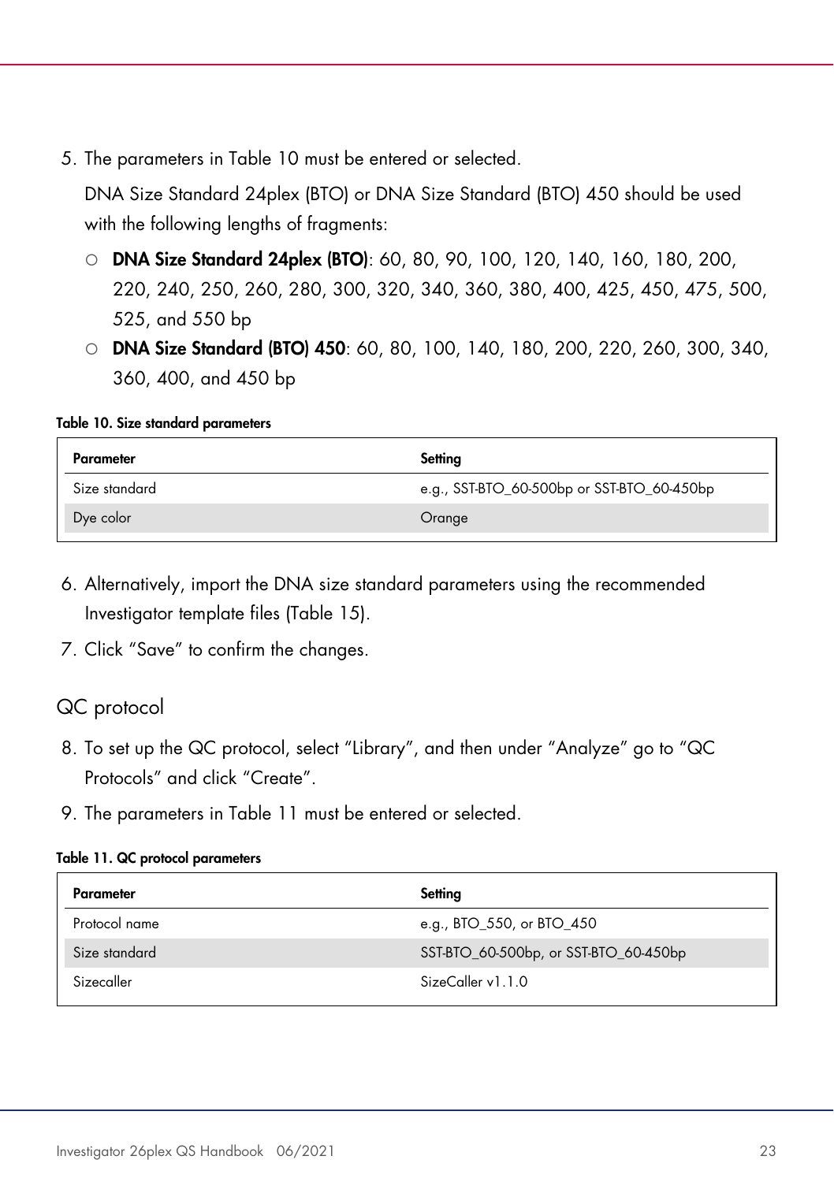5. The parameters in Table 10 must be entered or selected.

   DNA Size Standard 24plex (BTO) or DNA Size Standard (BTO) 450 should be used with the following lengths of fragments:

   - **DNA Size Standard 24plex (BTO)**: 60, 80, 90, 100, 120, 140, 160, 180, 200, 220, 240, 250, 260, 280, 300, 320, 340, 360, 380, 400, 425, 450, 475, 500, 525, and 550 bp
   - **DNA Size Standard (BTO) 450**: 60, 80, 100, 140, 180, 200, 220, 260, 300, 340, 360, 400, and 450 bp

**Table 10. Size standard parameters**

| Parameter | Setting |
|---|---|
| Size standard | e.g., SST-BTO_60-500bp or SST-BTO_60-450bp |
| Dye color | Orange |

6. Alternatively, import the DNA size standard parameters using the recommended Investigator template files (Table 15).
7. Click "Save" to confirm the changes.

## QC protocol

8. To set up the QC protocol, select "Library", and then under "Analyze" go to "QC Protocols" and click "Create".
9. The parameters in Table 11 must be entered or selected.

**Table 11. QC protocol parameters**

| Parameter | Setting |
|---|---|
| Protocol name | e.g., BTO_550, or BTO_450 |
| Size standard | SST-BTO_60-500bp, or SST-BTO_60-450bp |
| Sizecaller | SizeCaller v1.1.0 |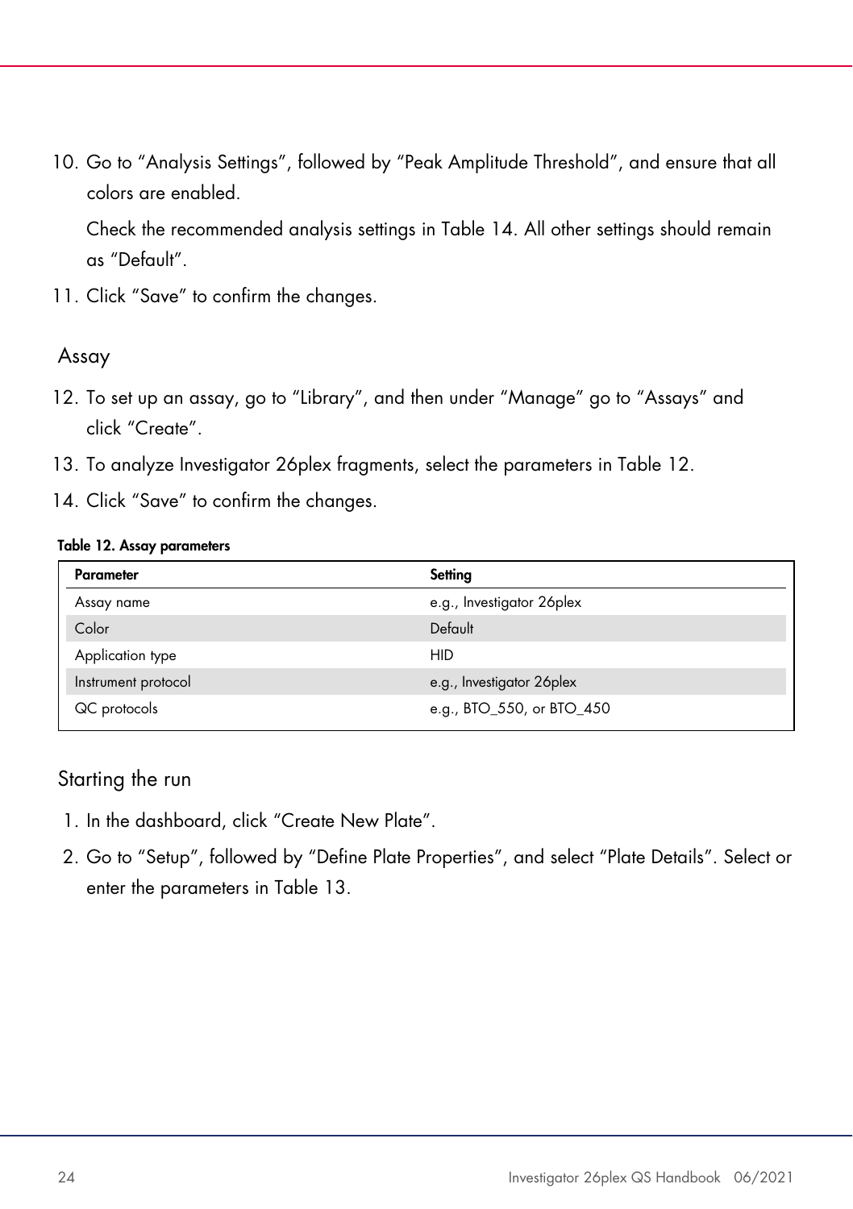10. Go to "Analysis Settings", followed by "Peak Amplitude Threshold", and ensure that all colors are enabled.

    Check the recommended analysis settings in Table 14. All other settings should remain as "Default".

11. Click "Save" to confirm the changes.

## Assay

12. To set up an assay, go to "Library", and then under "Manage" go to "Assays" and click "Create".
13. To analyze Investigator 26plex fragments, select the parameters in Table 12.
14. Click "Save" to confirm the changes.

**Table 12. Assay parameters**

| Parameter | Setting |
|---|---|
| Assay name | e.g., Investigator 26plex |
| Color | Default |
| Application type | HID |
| Instrument protocol | e.g., Investigator 26plex |
| QC protocols | e.g., BTO_550, or BTO_450 |

## Starting the run

1. In the dashboard, click "Create New Plate".
2. Go to "Setup", followed by "Define Plate Properties", and select "Plate Details". Select or enter the parameters in Table 13.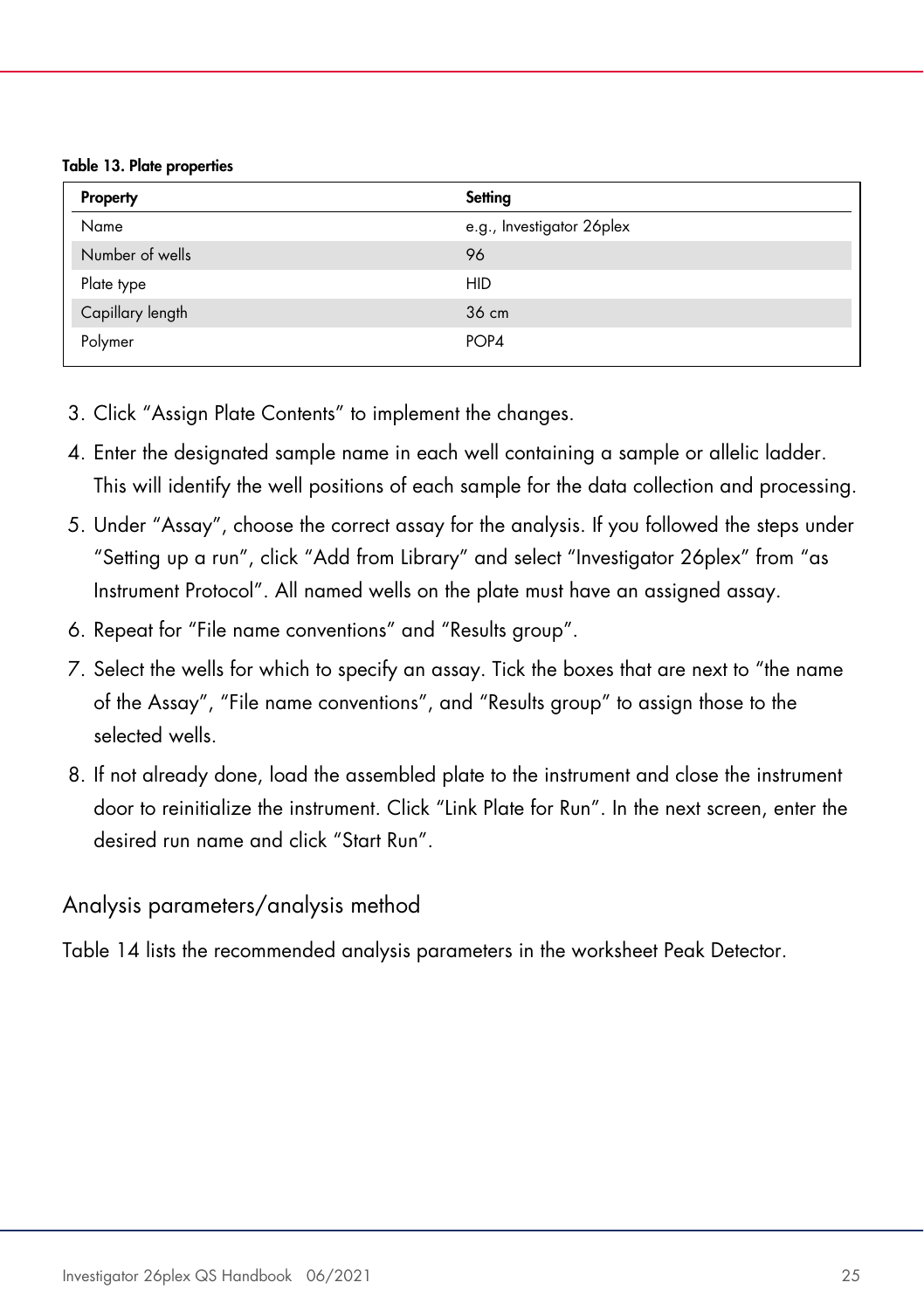**Table 13. Plate properties**

| Property | Setting |
|---|---|
| Name | e.g., Investigator 26plex |
| Number of wells | 96 |
| Plate type | HID |
| Capillary length | 36 cm |
| Polymer | POP4 |

3. Click "Assign Plate Contents" to implement the changes.
4. Enter the designated sample name in each well containing a sample or allelic ladder. This will identify the well positions of each sample for the data collection and processing.
5. Under "Assay", choose the correct assay for the analysis. If you followed the steps under "Setting up a run", click "Add from Library" and select "Investigator 26plex" from "as Instrument Protocol". All named wells on the plate must have an assigned assay.
6. Repeat for "File name conventions" and "Results group".
7. Select the wells for which to specify an assay. Tick the boxes that are next to "the name of the Assay", "File name conventions", and "Results group" to assign those to the selected wells.
8. If not already done, load the assembled plate to the instrument and close the instrument door to reinitialize the instrument. Click "Link Plate for Run". In the next screen, enter the desired run name and click "Start Run".

## Analysis parameters/analysis method

Table 14 lists the recommended analysis parameters in the worksheet Peak Detector.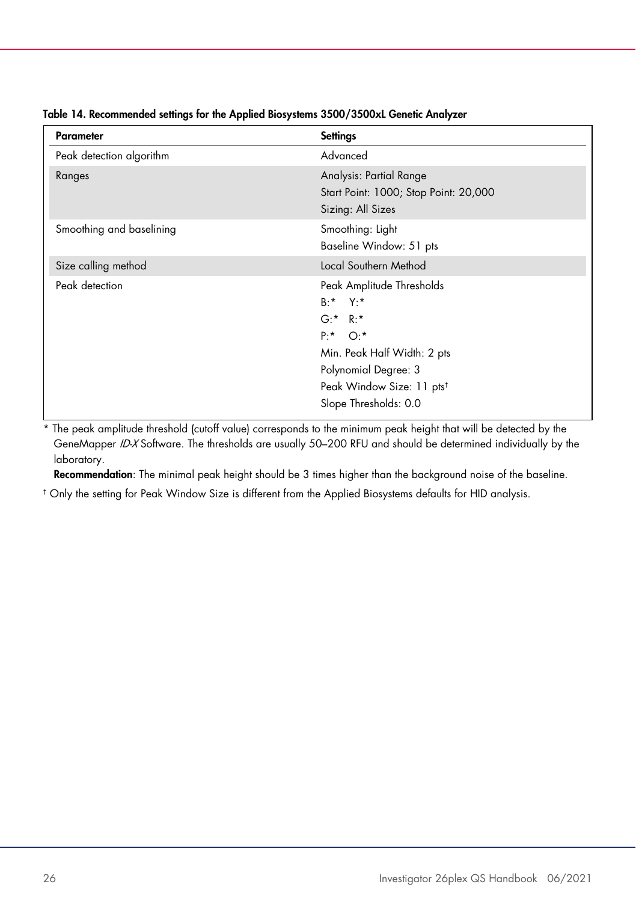**Table 14. Recommended settings for the Applied Biosystems 3500/3500xL Genetic Analyzer**

| Parameter | Settings |
|---|---|
| Peak detection algorithm | Advanced |
| Ranges | Analysis: Partial Range<br>Start Point: 1000; Stop Point: 20,000<br>Sizing: All Sizes |
| Smoothing and baselining | Smoothing: Light<br>Baseline Window: 51 pts |
| Size calling method | Local Southern Method |
| Peak detection | Peak Amplitude Thresholds<br>B:* Y:*<br>G:* R:*<br>P:* O:*<br>Min. Peak Half Width: 2 pts<br>Polynomial Degree: 3<br>Peak Window Size: 11 pts†<br>Slope Thresholds: 0.0 |

\* The peak amplitude threshold (cutoff value) corresponds to the minimum peak height that will be detected by the GeneMapper *ID-X* Software. The thresholds are usually 50–200 RFU and should be determined individually by the laboratory.
**Recommendation**: The minimal peak height should be 3 times higher than the background noise of the baseline.

† Only the setting for Peak Window Size is different from the Applied Biosystems defaults for HID analysis.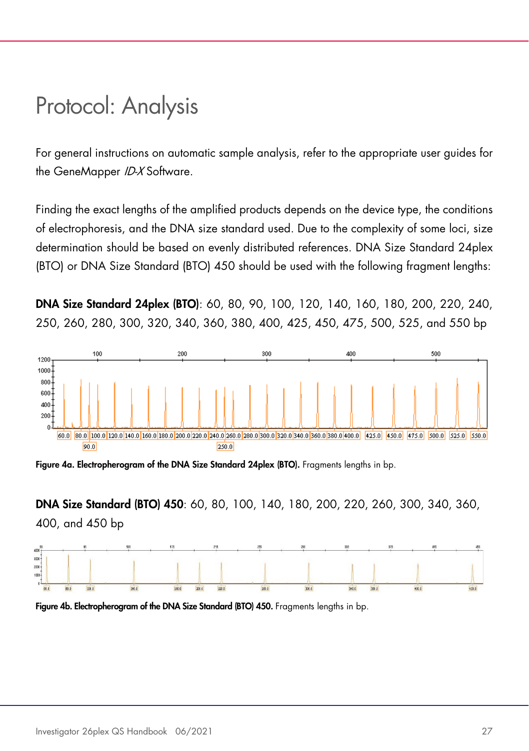# Protocol: Analysis

For general instructions on automatic sample analysis, refer to the appropriate user guides for the GeneMapper *ID-X* Software.

Finding the exact lengths of the amplified products depends on the device type, the conditions of electrophoresis, and the DNA size standard used. Due to the complexity of some loci, size determination should be based on evenly distributed references. DNA Size Standard 24plex (BTO) or DNA Size Standard (BTO) 450 should be used with the following fragment lengths:

**DNA Size Standard 24plex (BTO)**: 60, 80, 90, 100, 120, 140, 160, 180, 200, 220, 240, 250, 260, 280, 300, 320, 340, 360, 380, 400, 425, 450, 475, 500, 525, and 550 bp

**Figure 4a. Electropherogram of the DNA Size Standard 24plex (BTO).** Fragments lengths in bp.

**DNA Size Standard (BTO) 450**: 60, 80, 100, 140, 180, 200, 220, 260, 300, 340, 360, 400, and 450 bp

**Figure 4b. Electropherogram of the DNA Size Standard (BTO) 450.** Fragments lengths in bp.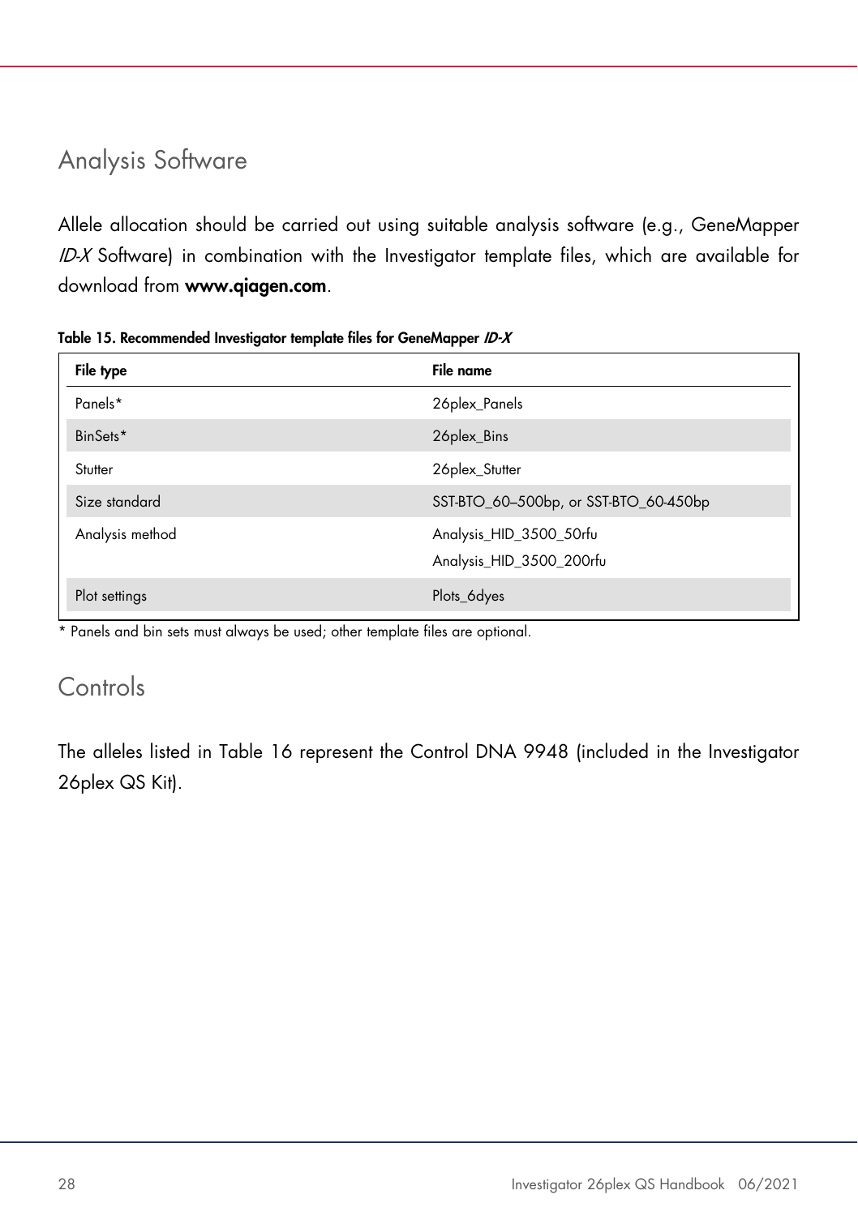## Analysis Software

Allele allocation should be carried out using suitable analysis software (e.g., GeneMapper *ID-X* Software) in combination with the Investigator template files, which are available for download from **www.qiagen.com**.

**Table 15. Recommended Investigator template files for GeneMapper *ID-X***

| File type | File name |
| --- | --- |
| Panels* | 26plex_Panels |
| BinSets* | 26plex_Bins |
| Stutter | 26plex_Stutter |
| Size standard | SST-BTO_60–500bp, or SST-BTO_60-450bp |
| Analysis method | Analysis_HID_3500_50rfu<br>Analysis_HID_3500_200rfu |
| Plot settings | Plots_6dyes |

* Panels and bin sets must always be used; other template files are optional.

## Controls

The alleles listed in Table 16 represent the Control DNA 9948 (included in the Investigator 26plex QS Kit).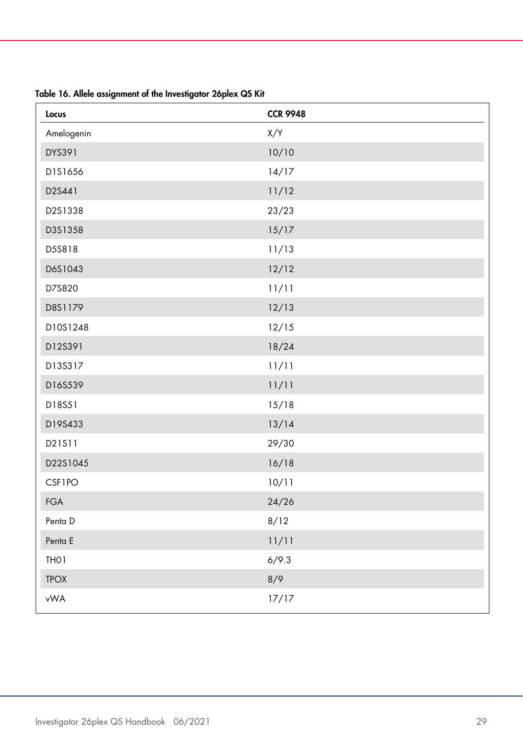**Table 16. Allele assignment of the Investigator 26plex QS Kit**

| Locus | CCR 9948 |
|---|---|
| Amelogenin | X/Y |
| DYS391 | 10/10 |
| D1S1656 | 14/17 |
| D2S441 | 11/12 |
| D2S1338 | 23/23 |
| D3S1358 | 15/17 |
| D5S818 | 11/13 |
| D6S1043 | 12/12 |
| D7S820 | 11/11 |
| D8S1179 | 12/13 |
| D10S1248 | 12/15 |
| D12S391 | 18/24 |
| D13S317 | 11/11 |
| D16S539 | 11/11 |
| D18S51 | 15/18 |
| D19S433 | 13/14 |
| D21S11 | 29/30 |
| D22S1045 | 16/18 |
| CSF1PO | 10/11 |
| FGA | 24/26 |
| Penta D | 8/12 |
| Penta E | 11/11 |
| TH01 | 6/9.3 |
| TPOX | 8/9 |
| vWA | 17/17 |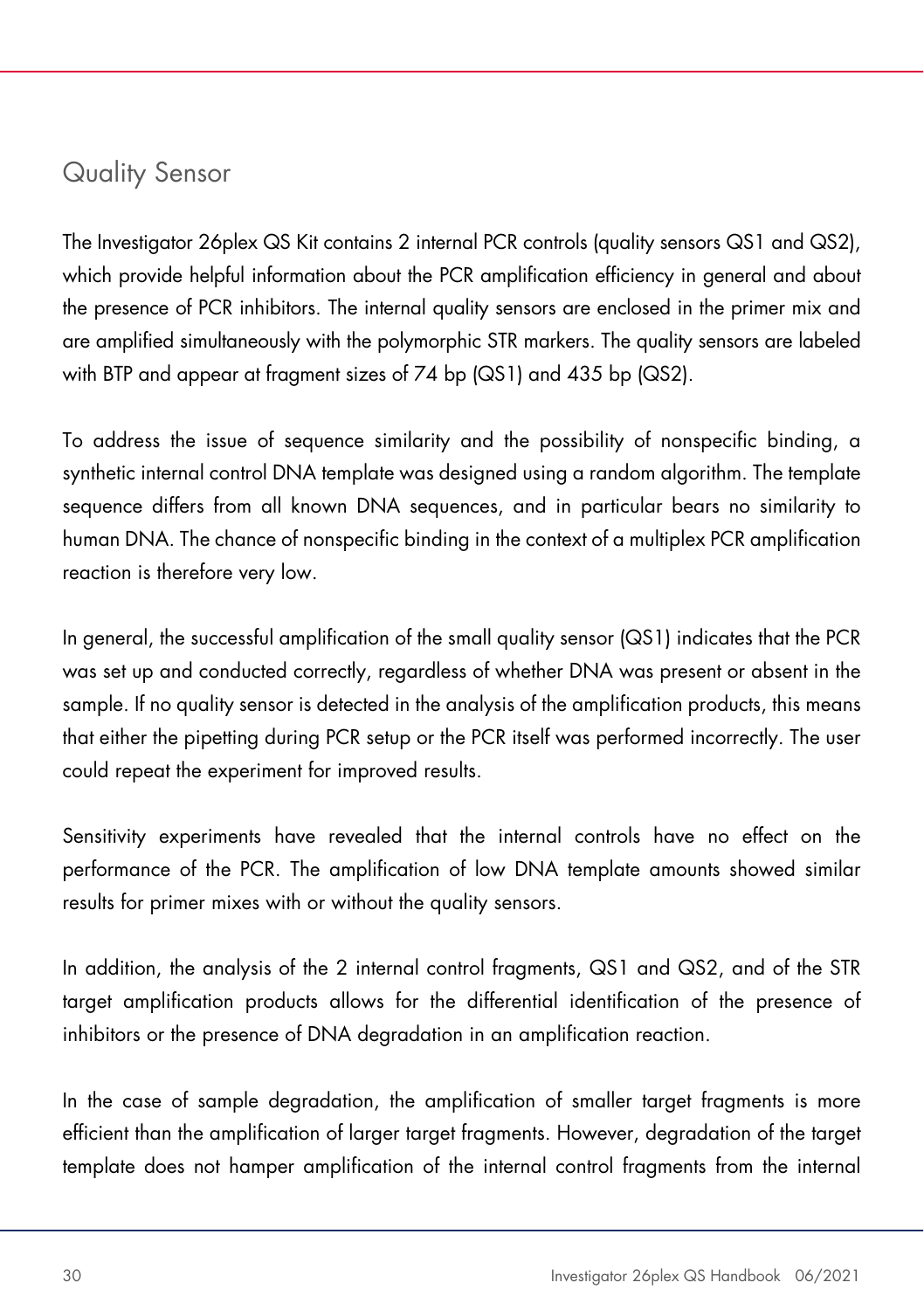## Quality Sensor

The Investigator 26plex QS Kit contains 2 internal PCR controls (quality sensors QS1 and QS2), which provide helpful information about the PCR amplification efficiency in general and about the presence of PCR inhibitors. The internal quality sensors are enclosed in the primer mix and are amplified simultaneously with the polymorphic STR markers. The quality sensors are labeled with BTP and appear at fragment sizes of 74 bp (QS1) and 435 bp (QS2).

To address the issue of sequence similarity and the possibility of nonspecific binding, a synthetic internal control DNA template was designed using a random algorithm. The template sequence differs from all known DNA sequences, and in particular bears no similarity to human DNA. The chance of nonspecific binding in the context of a multiplex PCR amplification reaction is therefore very low.

In general, the successful amplification of the small quality sensor (QS1) indicates that the PCR was set up and conducted correctly, regardless of whether DNA was present or absent in the sample. If no quality sensor is detected in the analysis of the amplification products, this means that either the pipetting during PCR setup or the PCR itself was performed incorrectly. The user could repeat the experiment for improved results.

Sensitivity experiments have revealed that the internal controls have no effect on the performance of the PCR. The amplification of low DNA template amounts showed similar results for primer mixes with or without the quality sensors.

In addition, the analysis of the 2 internal control fragments, QS1 and QS2, and of the STR target amplification products allows for the differential identification of the presence of inhibitors or the presence of DNA degradation in an amplification reaction.

In the case of sample degradation, the amplification of smaller target fragments is more efficient than the amplification of larger target fragments. However, degradation of the target template does not hamper amplification of the internal control fragments from the internal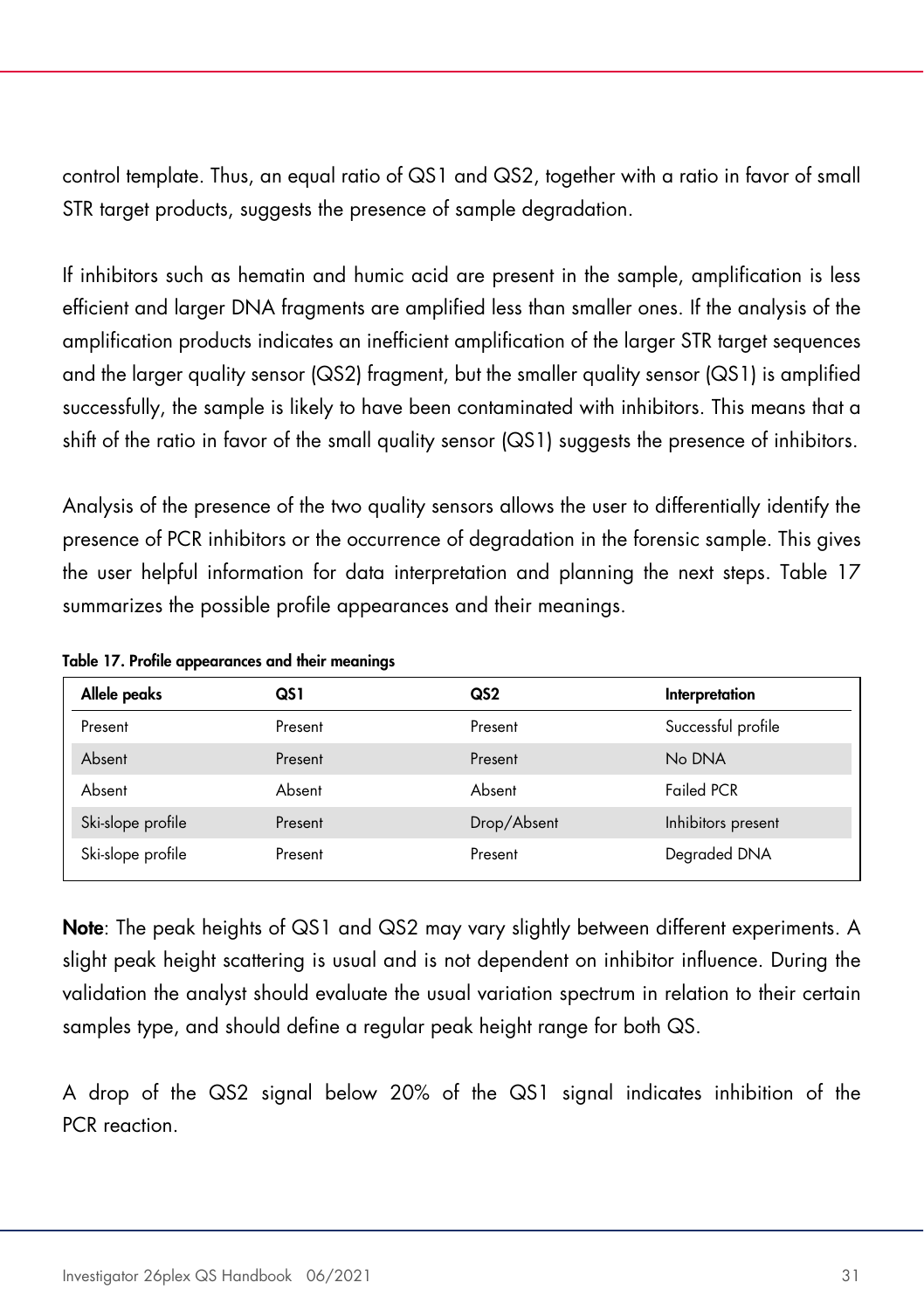control template. Thus, an equal ratio of QS1 and QS2, together with a ratio in favor of small STR target products, suggests the presence of sample degradation.

If inhibitors such as hematin and humic acid are present in the sample, amplification is less efficient and larger DNA fragments are amplified less than smaller ones. If the analysis of the amplification products indicates an inefficient amplification of the larger STR target sequences and the larger quality sensor (QS2) fragment, but the smaller quality sensor (QS1) is amplified successfully, the sample is likely to have been contaminated with inhibitors. This means that a shift of the ratio in favor of the small quality sensor (QS1) suggests the presence of inhibitors.

Analysis of the presence of the two quality sensors allows the user to differentially identify the presence of PCR inhibitors or the occurrence of degradation in the forensic sample. This gives the user helpful information for data interpretation and planning the next steps. Table 17 summarizes the possible profile appearances and their meanings.

**Table 17. Profile appearances and their meanings**

| Allele peaks | QS1 | QS2 | Interpretation |
| --- | --- | --- | --- |
| Present | Present | Present | Successful profile |
| Absent | Present | Present | No DNA |
| Absent | Absent | Absent | Failed PCR |
| Ski-slope profile | Present | Drop/Absent | Inhibitors present |
| Ski-slope profile | Present | Present | Degraded DNA |

**Note**: The peak heights of QS1 and QS2 may vary slightly between different experiments. A slight peak height scattering is usual and is not dependent on inhibitor influence. During the validation the analyst should evaluate the usual variation spectrum in relation to their certain samples type, and should define a regular peak height range for both QS.

A drop of the QS2 signal below 20% of the QS1 signal indicates inhibition of the PCR reaction.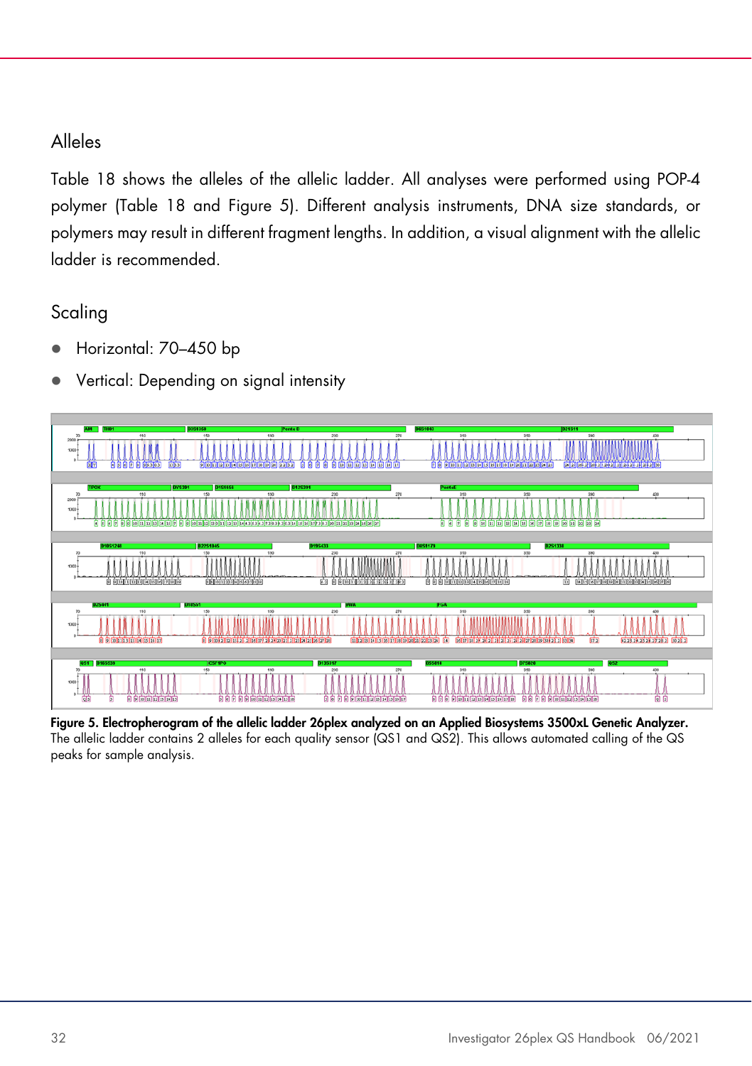## Alleles

Table 18 shows the alleles of the allelic ladder. All analyses were performed using POP-4 polymer (Table 18 and Figure 5). Different analysis instruments, DNA size standards, or polymers may result in different fragment lengths. In addition, a visual alignment with the allelic ladder is recommended.

## Scaling

- Horizontal: 70–450 bp
- Vertical: Depending on signal intensity

**Figure 5. Electropherogram of the allelic ladder 26plex analyzed on an Applied Biosystems 3500xL Genetic Analyzer.** The allelic ladder contains 2 alleles for each quality sensor (QS1 and QS2). This allows automated calling of the QS peaks for sample analysis.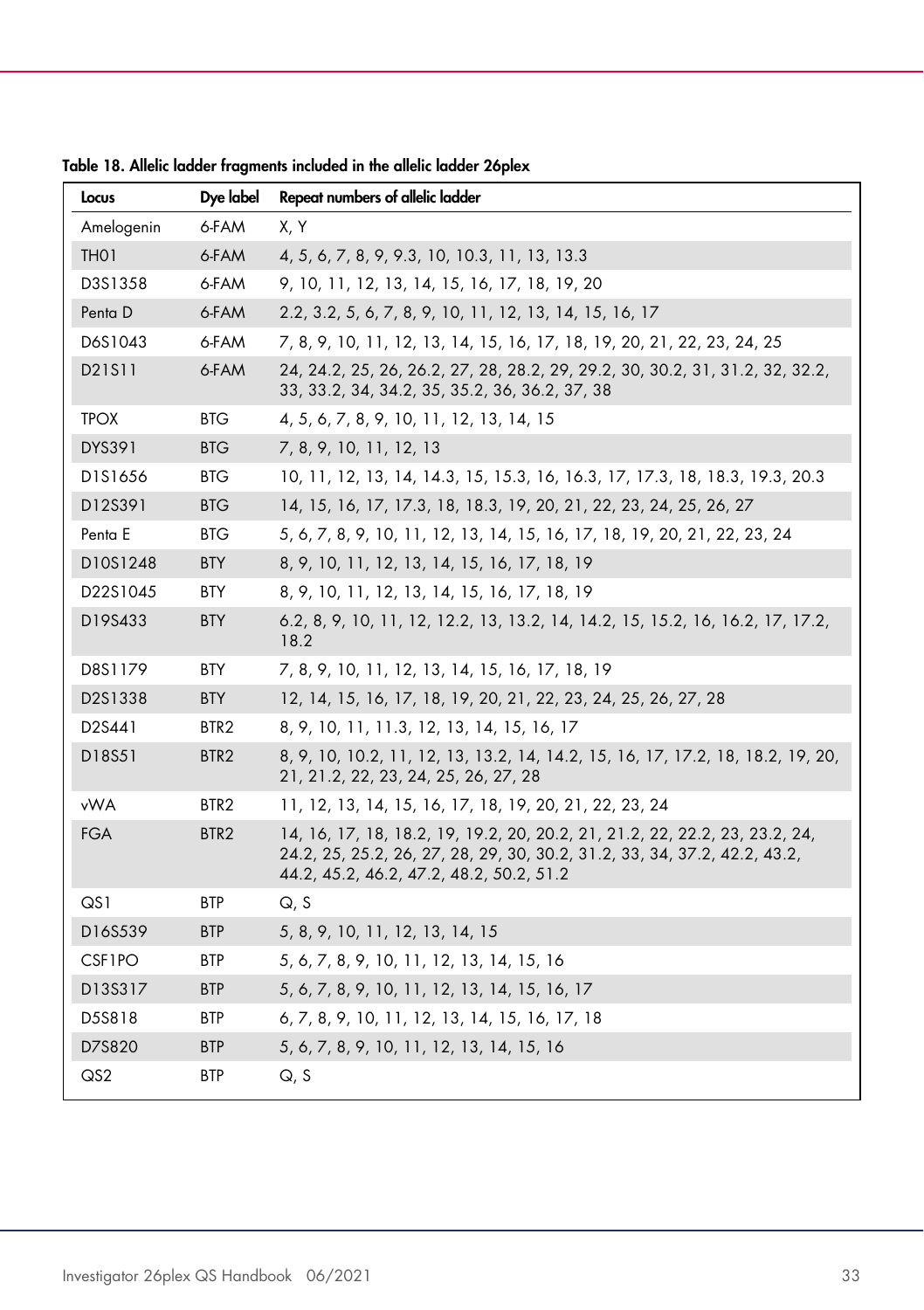**Table 18. Allelic ladder fragments included in the allelic ladder 26plex**

| Locus | Dye label | Repeat numbers of allelic ladder |
|---|---|---|
| Amelogenin | 6-FAM | X, Y |
| TH01 | 6-FAM | 4, 5, 6, 7, 8, 9, 9.3, 10, 10.3, 11, 13, 13.3 |
| D3S1358 | 6-FAM | 9, 10, 11, 12, 13, 14, 15, 16, 17, 18, 19, 20 |
| Penta D | 6-FAM | 2.2, 3.2, 5, 6, 7, 8, 9, 10, 11, 12, 13, 14, 15, 16, 17 |
| D6S1043 | 6-FAM | 7, 8, 9, 10, 11, 12, 13, 14, 15, 16, 17, 18, 19, 20, 21, 22, 23, 24, 25 |
| D21S11 | 6-FAM | 24, 24.2, 25, 26, 26.2, 27, 28, 28.2, 29, 29.2, 30, 30.2, 31, 31.2, 32, 32.2, 33, 33.2, 34, 34.2, 35, 35.2, 36, 36.2, 37, 38 |
| TPOX | BTG | 4, 5, 6, 7, 8, 9, 10, 11, 12, 13, 14, 15 |
| DYS391 | BTG | 7, 8, 9, 10, 11, 12, 13 |
| D1S1656 | BTG | 10, 11, 12, 13, 14, 14.3, 15, 15.3, 16, 16.3, 17, 17.3, 18, 18.3, 19.3, 20.3 |
| D12S391 | BTG | 14, 15, 16, 17, 17.3, 18, 18.3, 19, 20, 21, 22, 23, 24, 25, 26, 27 |
| Penta E | BTG | 5, 6, 7, 8, 9, 10, 11, 12, 13, 14, 15, 16, 17, 18, 19, 20, 21, 22, 23, 24 |
| D10S1248 | BTY | 8, 9, 10, 11, 12, 13, 14, 15, 16, 17, 18, 19 |
| D22S1045 | BTY | 8, 9, 10, 11, 12, 13, 14, 15, 16, 17, 18, 19 |
| D19S433 | BTY | 6.2, 8, 9, 10, 11, 12, 12.2, 13, 13.2, 14, 14.2, 15, 15.2, 16, 16.2, 17, 17.2, 18.2 |
| D8S1179 | BTY | 7, 8, 9, 10, 11, 12, 13, 14, 15, 16, 17, 18, 19 |
| D2S1338 | BTY | 12, 14, 15, 16, 17, 18, 19, 20, 21, 22, 23, 24, 25, 26, 27, 28 |
| D2S441 | BTR2 | 8, 9, 10, 11, 11.3, 12, 13, 14, 15, 16, 17 |
| D18S51 | BTR2 | 8, 9, 10, 10.2, 11, 12, 13, 13.2, 14, 14.2, 15, 16, 17, 17.2, 18, 18.2, 19, 20, 21, 21.2, 22, 23, 24, 25, 26, 27, 28 |
| vWA | BTR2 | 11, 12, 13, 14, 15, 16, 17, 18, 19, 20, 21, 22, 23, 24 |
| FGA | BTR2 | 14, 16, 17, 18, 18.2, 19, 19.2, 20, 20.2, 21, 21.2, 22, 22.2, 23, 23.2, 24, 24.2, 25, 25.2, 26, 27, 28, 29, 30, 30.2, 31.2, 33, 34, 37.2, 42.2, 43.2, 44.2, 45.2, 46.2, 47.2, 48.2, 50.2, 51.2 |
| QS1 | BTP | Q, S |
| D16S539 | BTP | 5, 8, 9, 10, 11, 12, 13, 14, 15 |
| CSF1PO | BTP | 5, 6, 7, 8, 9, 10, 11, 12, 13, 14, 15, 16 |
| D13S317 | BTP | 5, 6, 7, 8, 9, 10, 11, 12, 13, 14, 15, 16, 17 |
| D5S818 | BTP | 6, 7, 8, 9, 10, 11, 12, 13, 14, 15, 16, 17, 18 |
| D7S820 | BTP | 5, 6, 7, 8, 9, 10, 11, 12, 13, 14, 15, 16 |
| QS2 | BTP | Q, S |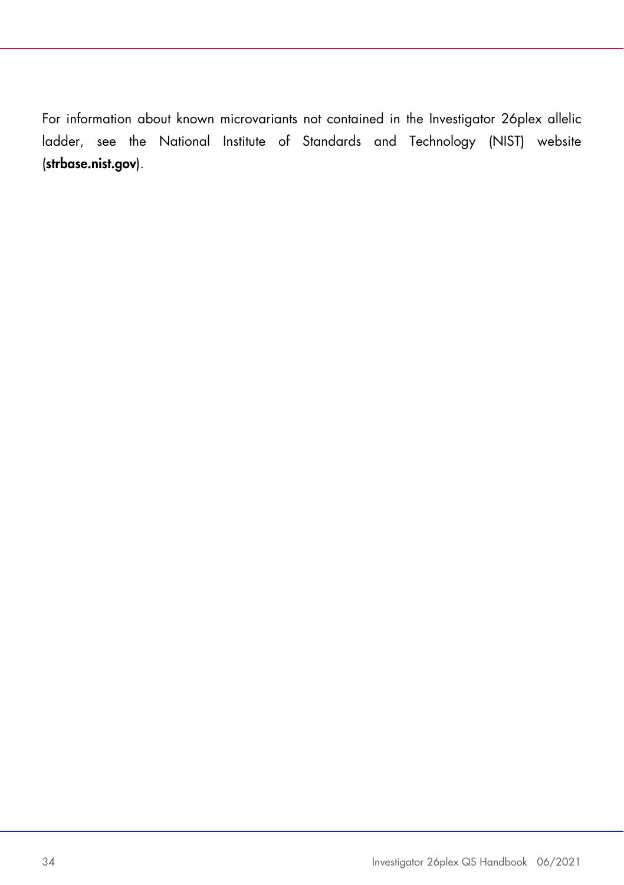For information about known microvariants not contained in the Investigator 26plex allelic ladder, see the National Institute of Standards and Technology (NIST) website (**strbase.nist.gov**).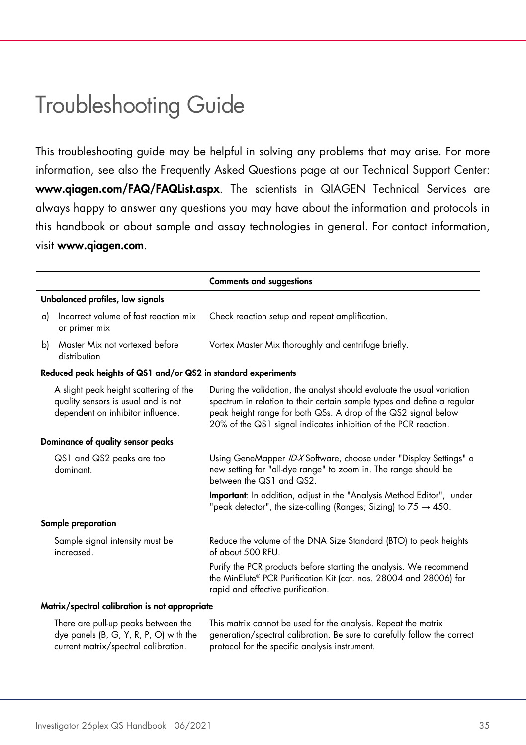# Troubleshooting Guide

This troubleshooting guide may be helpful in solving any problems that may arise. For more information, see also the Frequently Asked Questions page at our Technical Support Center: **www.qiagen.com/FAQ/FAQList.aspx**. The scientists in QIAGEN Technical Services are always happy to answer any questions you may have about the information and protocols in this handbook or about sample and assay technologies in general. For contact information, visit **www.qiagen.com**.

| | **Comments and suggestions** |
|---|---|
| **Unbalanced profiles, low signals** | |
| a) Incorrect volume of fast reaction mix or primer mix | Check reaction setup and repeat amplification. |
| b) Master Mix not vortexed before distribution | Vortex Master Mix thoroughly and centrifuge briefly. |
| **Reduced peak heights of QS1 and/or QS2 in standard experiments** | |
| A slight peak height scattering of the quality sensors is usual and is not dependent on inhibitor influence. | During the validation, the analyst should evaluate the usual variation spectrum in relation to their certain sample types and define a regular peak height range for both QSs. A drop of the QS2 signal below 20% of the QS1 signal indicates inhibition of the PCR reaction. |
| **Dominance of quality sensor peaks** | |
| QS1 and QS2 peaks are too dominant. | Using GeneMapper *ID-X* Software, choose under "Display Settings" a new setting for "all-dye range" to zoom in. The range should be between the QS1 and QS2. |
| | **Important**: In addition, adjust in the "Analysis Method Editor", under "peak detector", the size-calling (Ranges; Sizing) to 75 → 450. |
| **Sample preparation** | |
| Sample signal intensity must be increased. | Reduce the volume of the DNA Size Standard (BTO) to peak heights of about 500 RFU. |
| | Purify the PCR products before starting the analysis. We recommend the MinElute® PCR Purification Kit (cat. nos. 28004 and 28006) for rapid and effective purification. |
| **Matrix/spectral calibration is not appropriate** | |
| There are pull-up peaks between the dye panels (B, G, Y, R, P, O) with the current matrix/spectral calibration. | This matrix cannot be used for the analysis. Repeat the matrix generation/spectral calibration. Be sure to carefully follow the correct protocol for the specific analysis instrument. |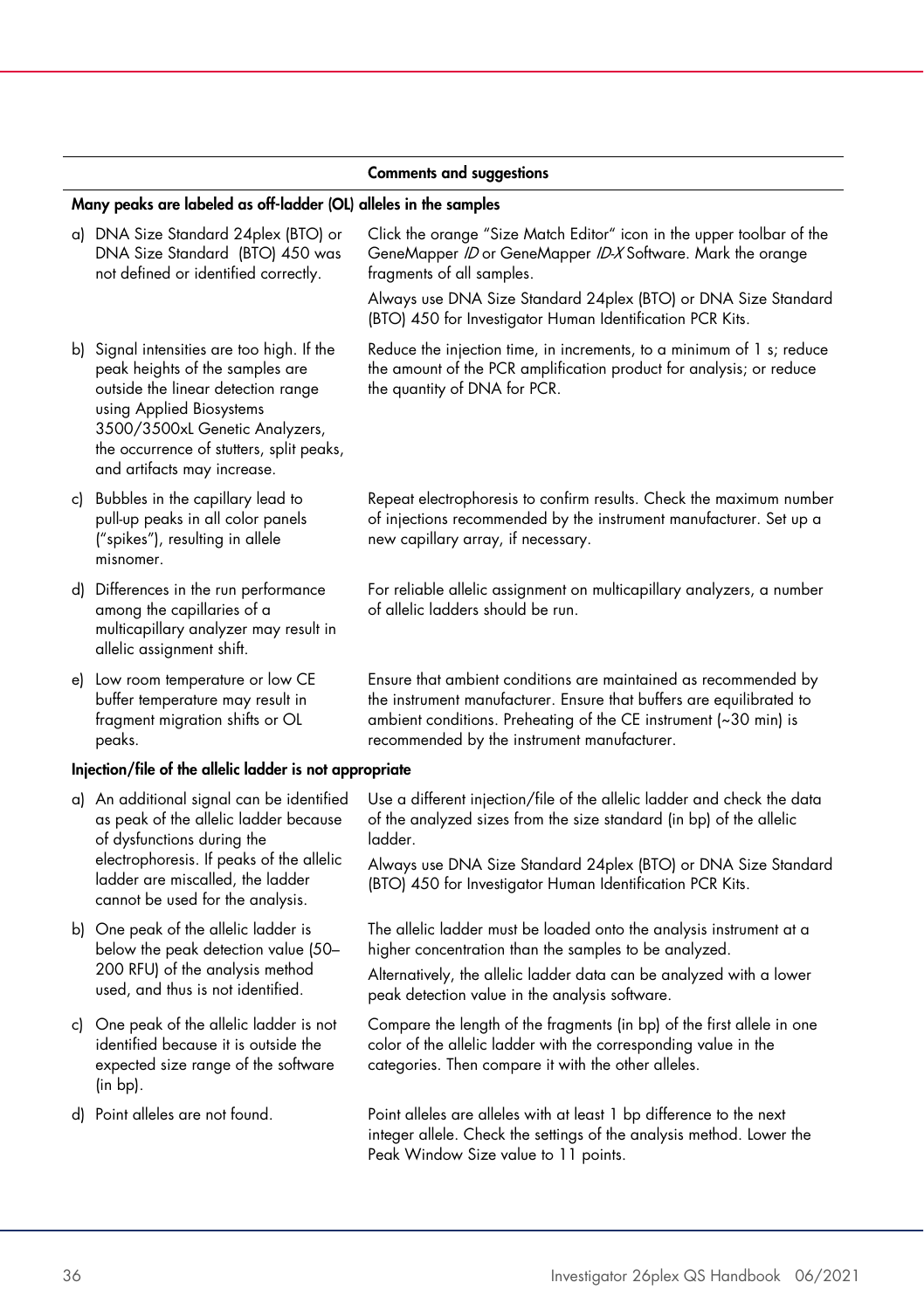| | Comments and suggestions |
|---|---|
| **Many peaks are labeled as off-ladder (OL) alleles in the samples** | |
| a) DNA Size Standard 24plex (BTO) or DNA Size Standard (BTO) 450 was not defined or identified correctly. | Click the orange "Size Match Editor" icon in the upper toolbar of the GeneMapper *ID* or GeneMapper *ID-X* Software. Mark the orange fragments of all samples.<br>Always use DNA Size Standard 24plex (BTO) or DNA Size Standard (BTO) 450 for Investigator Human Identification PCR Kits. |
| b) Signal intensities are too high. If the peak heights of the samples are outside the linear detection range using Applied Biosystems 3500/3500xL Genetic Analyzers, the occurrence of stutters, split peaks, and artifacts may increase. | Reduce the injection time, in increments, to a minimum of 1 s; reduce the amount of the PCR amplification product for analysis; or reduce the quantity of DNA for PCR. |
| c) Bubbles in the capillary lead to pull-up peaks in all color panels ("spikes"), resulting in allele misnomer. | Repeat electrophoresis to confirm results. Check the maximum number of injections recommended by the instrument manufacturer. Set up a new capillary array, if necessary. |
| d) Differences in the run performance among the capillaries of a multicapillary analyzer may result in allelic assignment shift. | For reliable allelic assignment on multicapillary analyzers, a number of allelic ladders should be run. |
| e) Low room temperature or low CE buffer temperature may result in fragment migration shifts or OL peaks. | Ensure that ambient conditions are maintained as recommended by the instrument manufacturer. Ensure that buffers are equilibrated to ambient conditions. Preheating of the CE instrument (~30 min) is recommended by the instrument manufacturer. |
| **Injection/file of the allelic ladder is not appropriate** | |
| a) An additional signal can be identified as peak of the allelic ladder because of dysfunctions during the electrophoresis. If peaks of the allelic ladder are miscalled, the ladder cannot be used for the analysis. | Use a different injection/file of the allelic ladder and check the data of the analyzed sizes from the size standard (in bp) of the allelic ladder.<br>Always use DNA Size Standard 24plex (BTO) or DNA Size Standard (BTO) 450 for Investigator Human Identification PCR Kits. |
| b) One peak of the allelic ladder is below the peak detection value (50–200 RFU) of the analysis method used, and thus is not identified. | The allelic ladder must be loaded onto the analysis instrument at a higher concentration than the samples to be analyzed.<br>Alternatively, the allelic ladder data can be analyzed with a lower peak detection value in the analysis software. |
| c) One peak of the allelic ladder is not identified because it is outside the expected size range of the software (in bp). | Compare the length of the fragments (in bp) of the first allele in one color of the allelic ladder with the corresponding value in the categories. Then compare it with the other alleles. |
| d) Point alleles are not found. | Point alleles are alleles with at least 1 bp difference to the next integer allele. Check the settings of the analysis method. Lower the Peak Window Size value to 11 points. |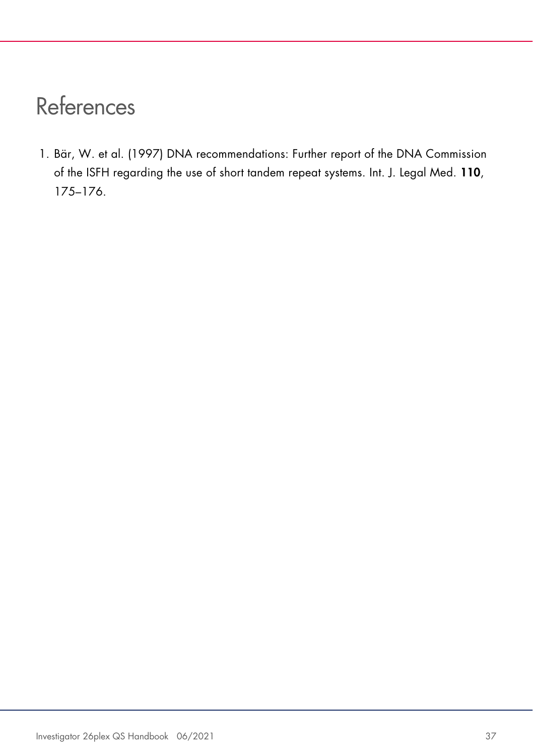# References

1. Bär, W. et al. (1997) DNA recommendations: Further report of the DNA Commission of the ISFH regarding the use of short tandem repeat systems. Int. J. Legal Med. **110**, 175–176.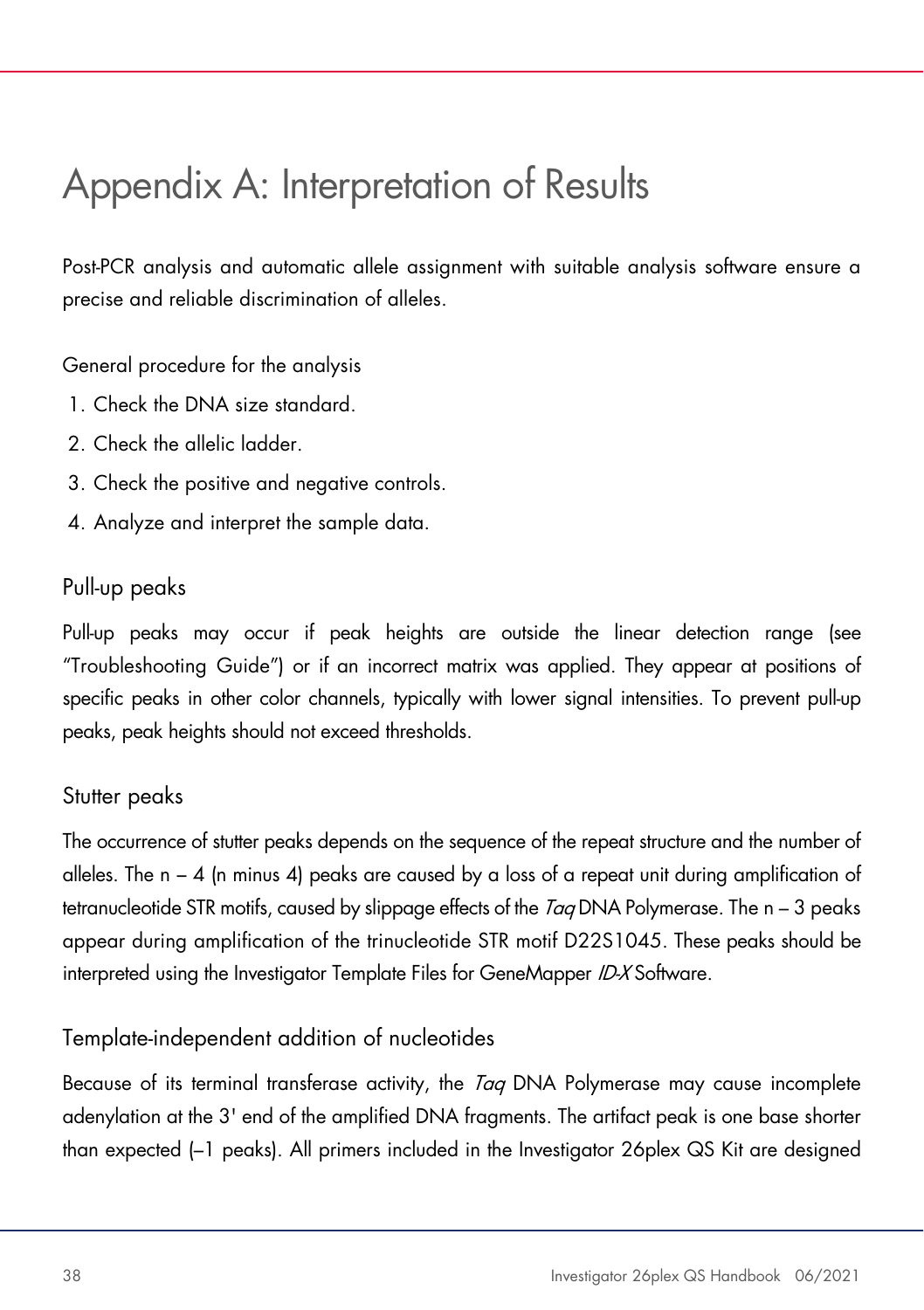# Appendix A: Interpretation of Results

Post-PCR analysis and automatic allele assignment with suitable analysis software ensure a precise and reliable discrimination of alleles.

General procedure for the analysis

1. Check the DNA size standard.
2. Check the allelic ladder.
3. Check the positive and negative controls.
4. Analyze and interpret the sample data.

## Pull-up peaks

Pull-up peaks may occur if peak heights are outside the linear detection range (see "Troubleshooting Guide") or if an incorrect matrix was applied. They appear at positions of specific peaks in other color channels, typically with lower signal intensities. To prevent pull-up peaks, peak heights should not exceed thresholds.

## Stutter peaks

The occurrence of stutter peaks depends on the sequence of the repeat structure and the number of alleles. The n – 4 (n minus 4) peaks are caused by a loss of a repeat unit during amplification of tetranucleotide STR motifs, caused by slippage effects of the *Taq* DNA Polymerase. The n – 3 peaks appear during amplification of the trinucleotide STR motif D22S1045. These peaks should be interpreted using the Investigator Template Files for GeneMapper *ID-X* Software.

## Template-independent addition of nucleotides

Because of its terminal transferase activity, the *Taq* DNA Polymerase may cause incomplete adenylation at the 3' end of the amplified DNA fragments. The artifact peak is one base shorter than expected (–1 peaks). All primers included in the Investigator 26plex QS Kit are designed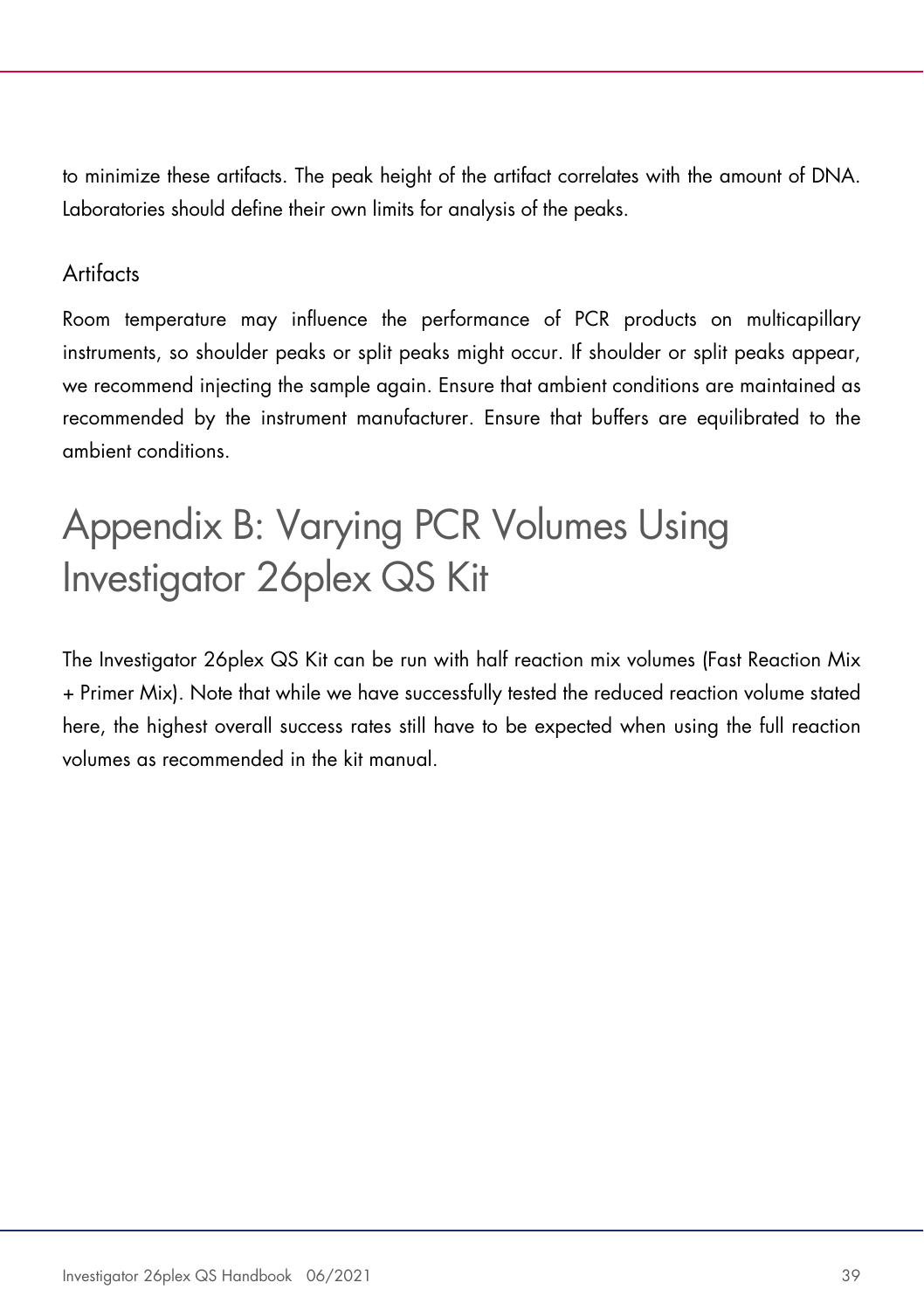to minimize these artifacts. The peak height of the artifact correlates with the amount of DNA. Laboratories should define their own limits for analysis of the peaks.

### Artifacts

Room temperature may influence the performance of PCR products on multicapillary instruments, so shoulder peaks or split peaks might occur. If shoulder or split peaks appear, we recommend injecting the sample again. Ensure that ambient conditions are maintained as recommended by the instrument manufacturer. Ensure that buffers are equilibrated to the ambient conditions.

# Appendix B: Varying PCR Volumes Using Investigator 26plex QS Kit

The Investigator 26plex QS Kit can be run with half reaction mix volumes (Fast Reaction Mix + Primer Mix). Note that while we have successfully tested the reduced reaction volume stated here, the highest overall success rates still have to be expected when using the full reaction volumes as recommended in the kit manual.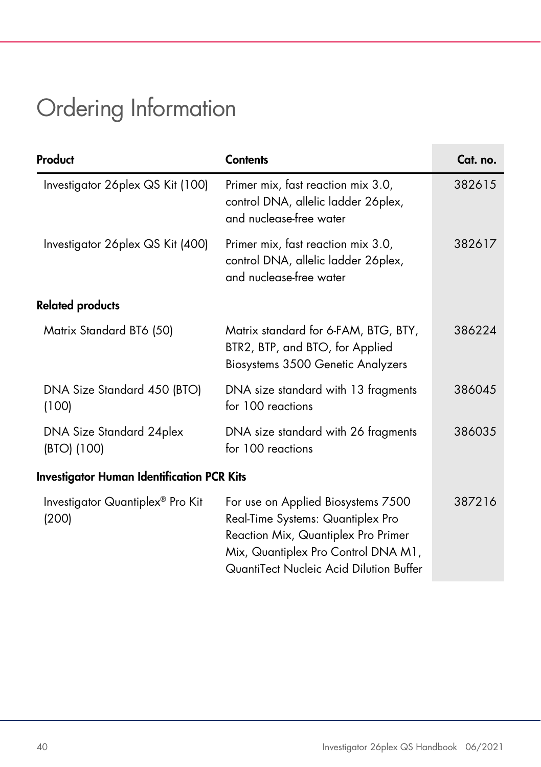# Ordering Information

| Product | Contents | Cat. no. |
|---|---|---|
| Investigator 26plex QS Kit (100) | Primer mix, fast reaction mix 3.0, control DNA, allelic ladder 26plex, and nuclease-free water | 382615 |
| Investigator 26plex QS Kit (400) | Primer mix, fast reaction mix 3.0, control DNA, allelic ladder 26plex, and nuclease-free water | 382617 |
| **Related products** | | |
| Matrix Standard BT6 (50) | Matrix standard for 6-FAM, BTG, BTY, BTR2, BTP, and BTO, for Applied Biosystems 3500 Genetic Analyzers | 386224 |
| DNA Size Standard 450 (BTO) (100) | DNA size standard with 13 fragments for 100 reactions | 386045 |
| DNA Size Standard 24plex (BTO) (100) | DNA size standard with 26 fragments for 100 reactions | 386035 |
| **Investigator Human Identification PCR Kits** | | |
| Investigator Quantiplex® Pro Kit (200) | For use on Applied Biosystems 7500 Real-Time Systems: Quantiplex Pro Reaction Mix, Quantiplex Pro Primer Mix, Quantiplex Pro Control DNA M1, QuantiTect Nucleic Acid Dilution Buffer | 387216 |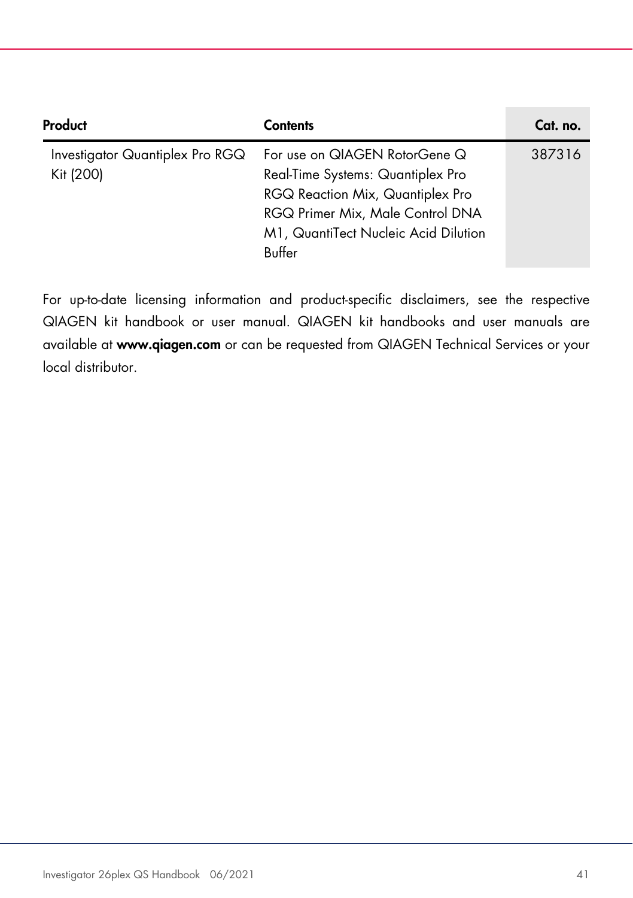| Product | Contents | Cat. no. |
| --- | --- | --- |
| Investigator Quantiplex Pro RGQ Kit (200) | For use on QIAGEN RotorGene Q Real-Time Systems: Quantiplex Pro RGQ Reaction Mix, Quantiplex Pro RGQ Primer Mix, Male Control DNA M1, QuantiTect Nucleic Acid Dilution Buffer | 387316 |

For up-to-date licensing information and product-specific disclaimers, see the respective QIAGEN kit handbook or user manual. QIAGEN kit handbooks and user manuals are available at **www.qiagen.com** or can be requested from QIAGEN Technical Services or your local distributor.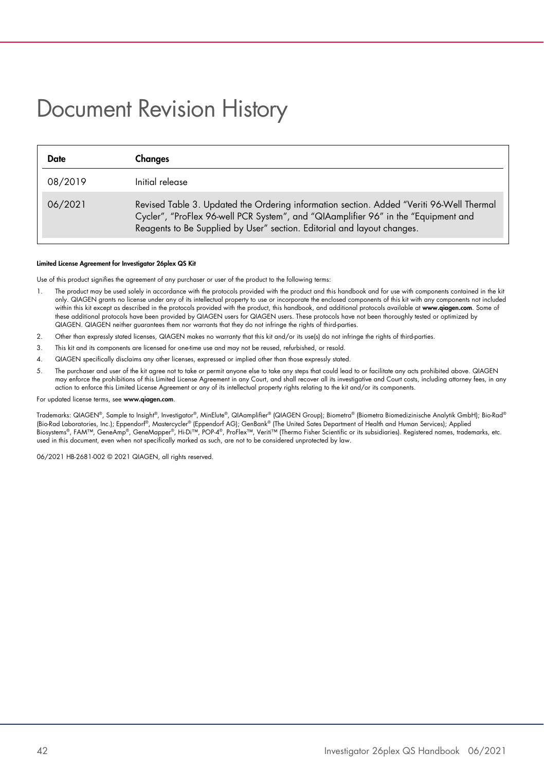# Document Revision History

| Date | Changes |
|---|---|
| 08/2019 | Initial release |
| 06/2021 | Revised Table 3. Updated the Ordering information section. Added "Veriti 96-Well Thermal Cycler", "ProFlex 96-well PCR System", and "QIAamplifier 96" in the "Equipment and Reagents to Be Supplied by User" section. Editorial and layout changes. |

**Limited License Agreement for Investigator 26plex QS Kit**

Use of this product signifies the agreement of any purchaser or user of the product to the following terms:

1. The product may be used solely in accordance with the protocols provided with the product and this handbook and for use with components contained in the kit only. QIAGEN grants no license under any of its intellectual property to use or incorporate the enclosed components of this kit with any components not included within this kit except as described in the protocols provided with the product, this handbook, and additional protocols available at **www.qiagen.com**. Some of these additional protocols have been provided by QIAGEN users for QIAGEN users. These protocols have not been thoroughly tested or optimized by QIAGEN. QIAGEN neither guarantees them nor warrants that they do not infringe the rights of third-parties.
2. Other than expressly stated licenses, QIAGEN makes no warranty that this kit and/or its use(s) do not infringe the rights of third-parties.
3. This kit and its components are licensed for one-time use and may not be reused, refurbished, or resold.
4. QIAGEN specifically disclaims any other licenses, expressed or implied other than those expressly stated.
5. The purchaser and user of the kit agree not to take or permit anyone else to take any steps that could lead to or facilitate any acts prohibited above. QIAGEN may enforce the prohibitions of this Limited License Agreement in any Court, and shall recover all its investigative and Court costs, including attorney fees, in any action to enforce this Limited License Agreement or any of its intellectual property rights relating to the kit and/or its components.

For updated license terms, see **www.qiagen.com**.

Trademarks: QIAGEN®, Sample to Insight®, Investigator®, MinElute®, QIAamplifier® (QIAGEN Group); Biometra® (Biometra Biomedizinische Analytik GmbH); Bio-Rad® (Bio-Rad Laboratories, Inc.); Eppendorf®, Mastercycler® (Eppendorf AG); GenBank® (The United Sates Department of Health and Human Services); Applied Biosystems®, FAM™, GeneAmp®, GeneMapper®, Hi-Di™, POP-4®, ProFlex™, Veriti™ (Thermo Fisher Scientific or its subsidiaries). Registered names, trademarks, etc. used in this document, even when not specifically marked as such, are not to be considered unprotected by law.

06/2021 HB-2681-002 © 2021 QIAGEN, all rights reserved.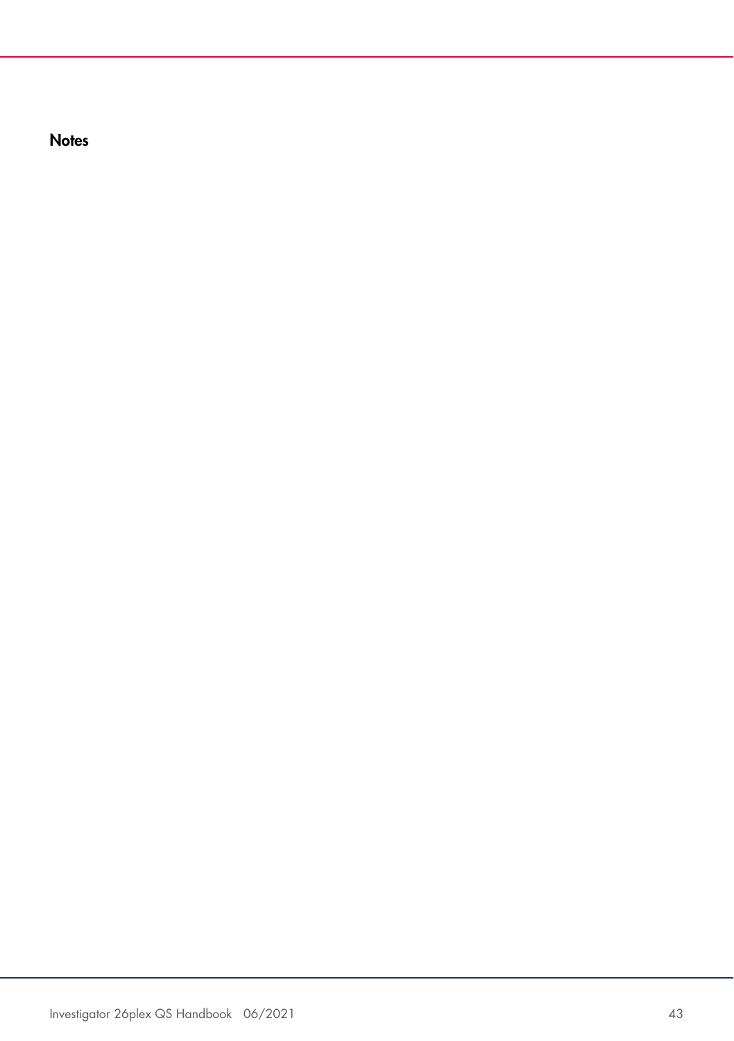## Notes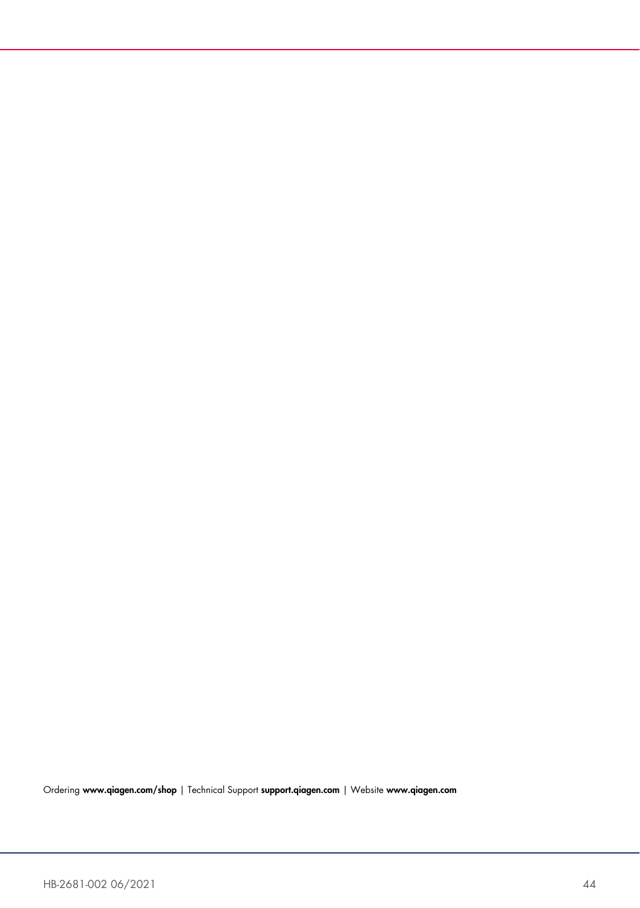Ordering **www.qiagen.com/shop** | Technical Support **support.qiagen.com** | Website **www.qiagen.com**